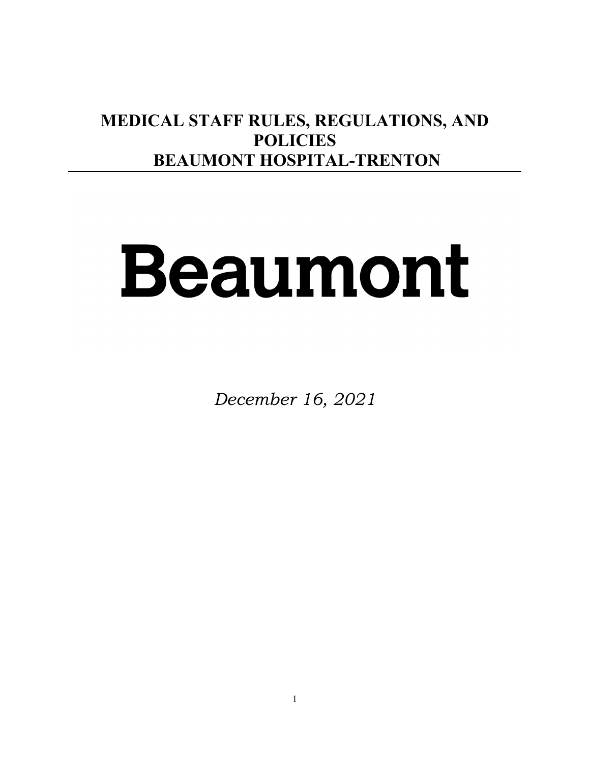# MEDICAL STAFF RULES, REGULATIONS, AND POLICIES
# BEAUMONT HOSPITAL-TRENTON

# Beaumont

*December 16, 2021*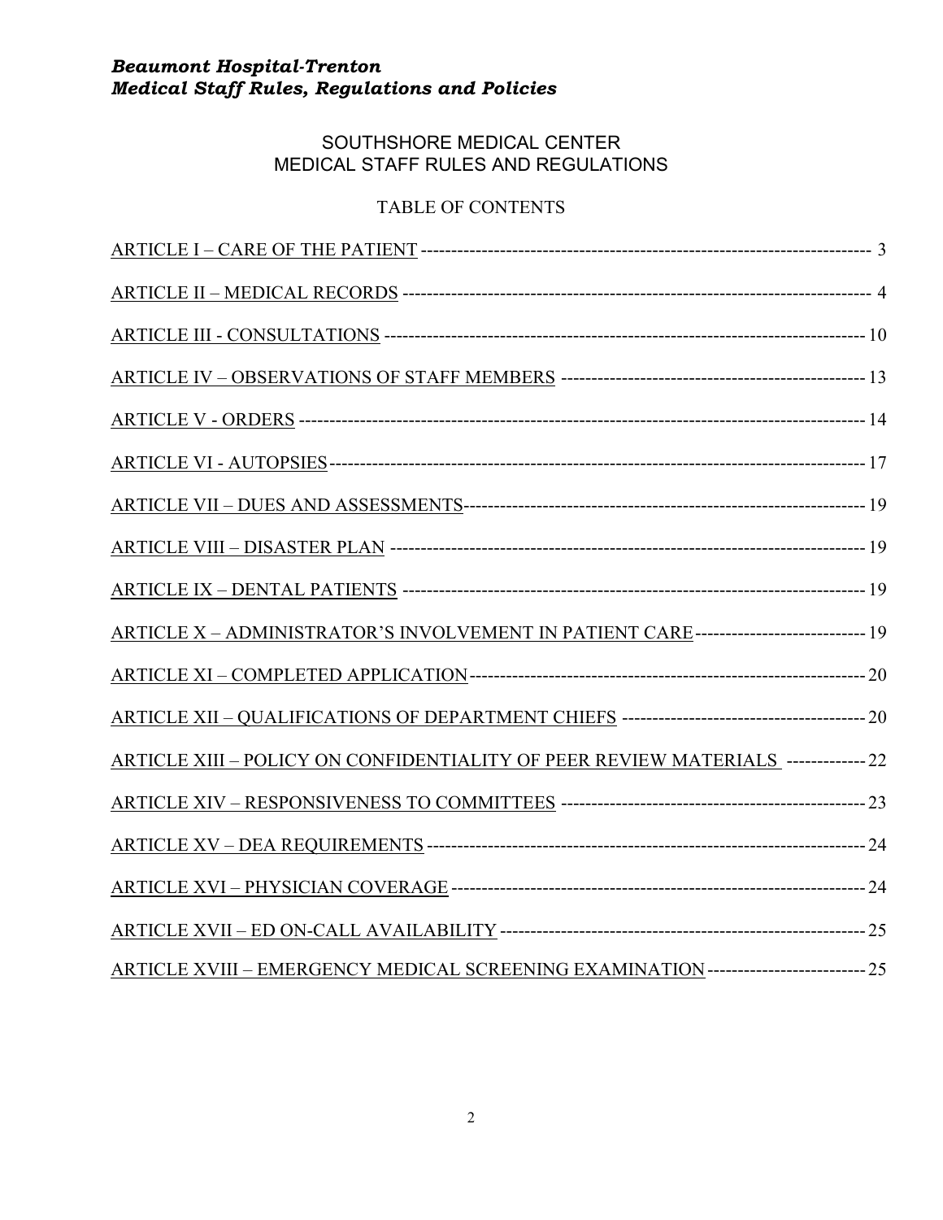SOUTHSHORE MEDICAL CENTER
MEDICAL STAFF RULES AND REGULATIONS

TABLE OF CONTENTS

ARTICLE I – CARE OF THE PATIENT ---------- 3

ARTICLE II – MEDICAL RECORDS ---------- 4

ARTICLE III - CONSULTATIONS ---------- 10

ARTICLE IV – OBSERVATIONS OF STAFF MEMBERS ---------- 13

ARTICLE V - ORDERS ---------- 14

ARTICLE VI - AUTOPSIES ---------- 17

ARTICLE VII – DUES AND ASSESSMENTS ---------- 19

ARTICLE VIII – DISASTER PLAN ---------- 19

ARTICLE IX – DENTAL PATIENTS ---------- 19

ARTICLE X – ADMINISTRATOR'S INVOLVEMENT IN PATIENT CARE ---------- 19

ARTICLE XI – COMPLETED APPLICATION ---------- 20

ARTICLE XII – QUALIFICATIONS OF DEPARTMENT CHIEFS ---------- 20

ARTICLE XIII – POLICY ON CONFIDENTIALITY OF PEER REVIEW MATERIALS ---------- 22

ARTICLE XIV – RESPONSIVENESS TO COMMITTEES ---------- 23

ARTICLE XV – DEA REQUIREMENTS ---------- 24

ARTICLE XVI – PHYSICIAN COVERAGE ---------- 24

ARTICLE XVII – ED ON-CALL AVAILABILITY ---------- 25

ARTICLE XVIII – EMERGENCY MEDICAL SCREENING EXAMINATION ---------- 25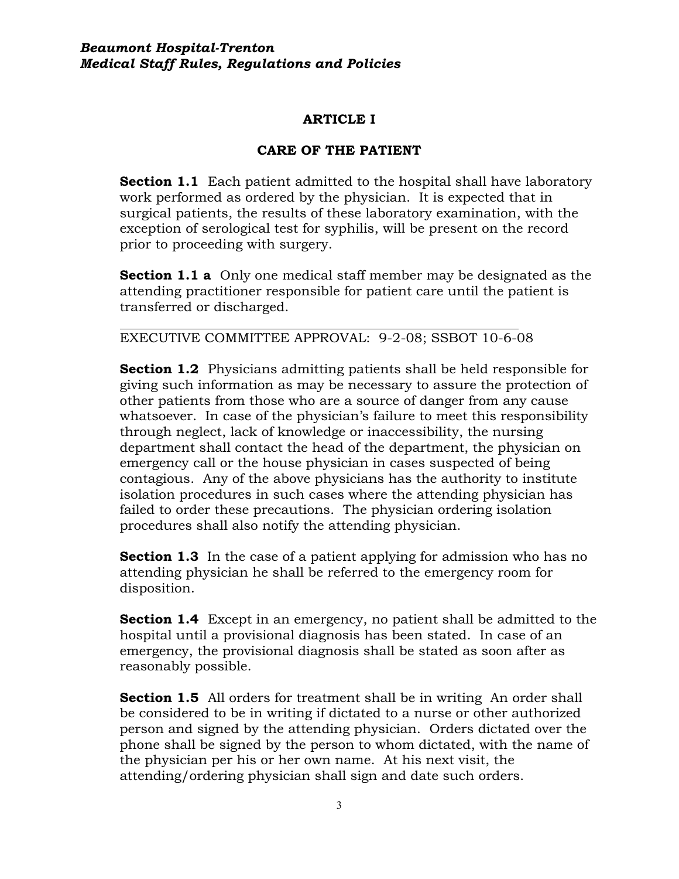*Beaumont Hospital-Trenton*
*Medical Staff Rules, Regulations and Policies*

# ARTICLE I

## CARE OF THE PATIENT

**Section 1.1** Each patient admitted to the hospital shall have laboratory work performed as ordered by the physician. It is expected that in surgical patients, the results of these laboratory examination, with the exception of serological test for syphilis, will be present on the record prior to proceeding with surgery.

**Section 1.1 a** Only one medical staff member may be designated as the attending practitioner responsible for patient care until the patient is transferred or discharged.

---

EXECUTIVE COMMITTEE APPROVAL: 9-2-08; SSBOT 10-6-08

**Section 1.2** Physicians admitting patients shall be held responsible for giving such information as may be necessary to assure the protection of other patients from those who are a source of danger from any cause whatsoever. In case of the physician's failure to meet this responsibility through neglect, lack of knowledge or inaccessibility, the nursing department shall contact the head of the department, the physician on emergency call or the house physician in cases suspected of being contagious. Any of the above physicians has the authority to institute isolation procedures in such cases where the attending physician has failed to order these precautions. The physician ordering isolation procedures shall also notify the attending physician.

**Section 1.3** In the case of a patient applying for admission who has no attending physician he shall be referred to the emergency room for disposition.

**Section 1.4** Except in an emergency, no patient shall be admitted to the hospital until a provisional diagnosis has been stated. In case of an emergency, the provisional diagnosis shall be stated as soon after as reasonably possible.

**Section 1.5** All orders for treatment shall be in writing An order shall be considered to be in writing if dictated to a nurse or other authorized person and signed by the attending physician. Orders dictated over the phone shall be signed by the person to whom dictated, with the name of the physician per his or her own name. At his next visit, the attending/ordering physician shall sign and date such orders.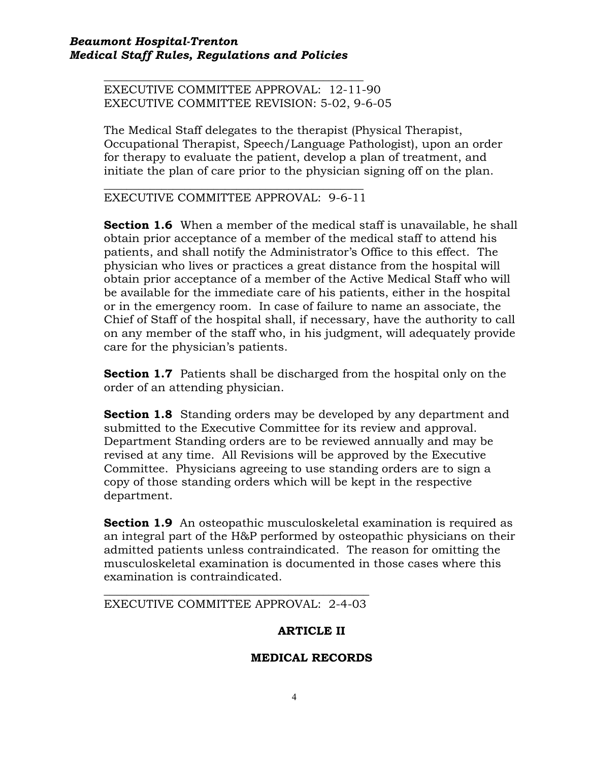---

EXECUTIVE COMMITTEE APPROVAL: 12-11-90
EXECUTIVE COMMITTEE REVISION: 5-02, 9-6-05

The Medical Staff delegates to the therapist (Physical Therapist, Occupational Therapist, Speech/Language Pathologist), upon an order for therapy to evaluate the patient, develop a plan of treatment, and initiate the plan of care prior to the physician signing off on the plan.

---

EXECUTIVE COMMITTEE APPROVAL: 9-6-11

**Section 1.6** When a member of the medical staff is unavailable, he shall obtain prior acceptance of a member of the medical staff to attend his patients, and shall notify the Administrator's Office to this effect. The physician who lives or practices a great distance from the hospital will obtain prior acceptance of a member of the Active Medical Staff who will be available for the immediate care of his patients, either in the hospital or in the emergency room. In case of failure to name an associate, the Chief of Staff of the hospital shall, if necessary, have the authority to call on any member of the staff who, in his judgment, will adequately provide care for the physician's patients.

**Section 1.7** Patients shall be discharged from the hospital only on the order of an attending physician.

**Section 1.8** Standing orders may be developed by any department and submitted to the Executive Committee for its review and approval. Department Standing orders are to be reviewed annually and may be revised at any time. All Revisions will be approved by the Executive Committee. Physicians agreeing to use standing orders are to sign a copy of those standing orders which will be kept in the respective department.

**Section 1.9** An osteopathic musculoskeletal examination is required as an integral part of the H&P performed by osteopathic physicians on their admitted patients unless contraindicated. The reason for omitting the musculoskeletal examination is documented in those cases where this examination is contraindicated.

---

EXECUTIVE COMMITTEE APPROVAL: 2-4-03

## ARTICLE II

## MEDICAL RECORDS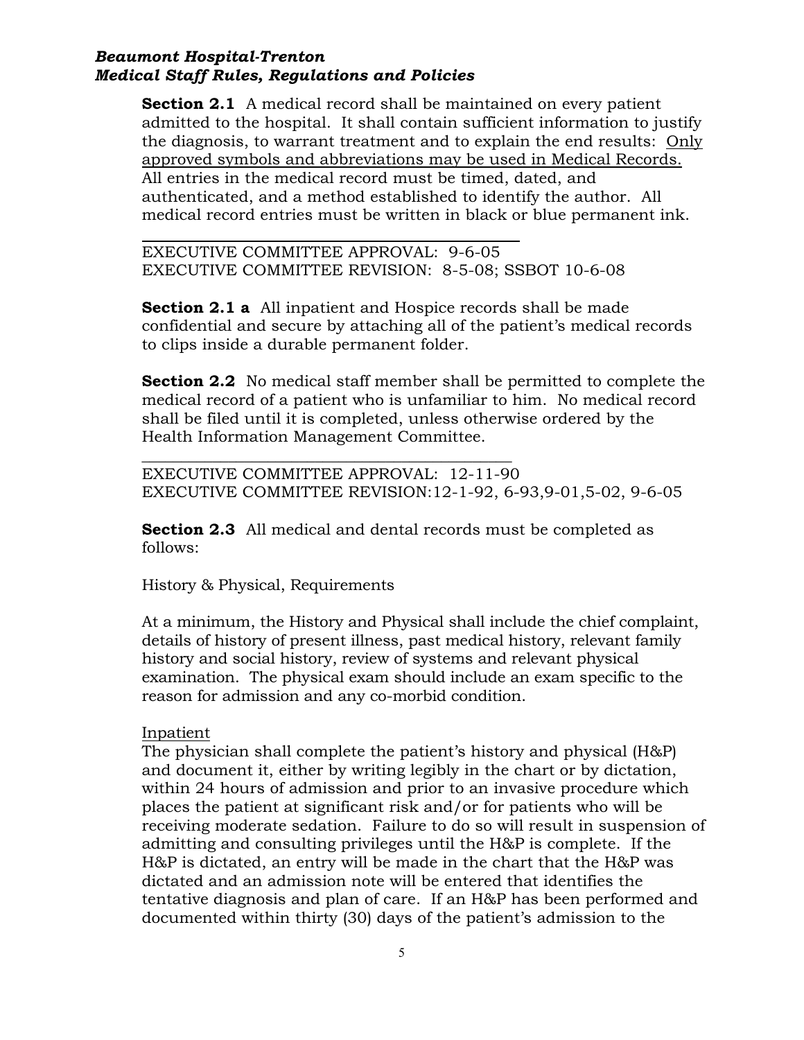**Section 2.1** A medical record shall be maintained on every patient admitted to the hospital. It shall contain sufficient information to justify the diagnosis, to warrant treatment and to explain the end results: <u>Only approved symbols and abbreviations may be used in Medical Records.</u> All entries in the medical record must be timed, dated, and authenticated, and a method established to identify the author. All medical record entries must be written in black or blue permanent ink.

---

EXECUTIVE COMMITTEE APPROVAL: 9-6-05
EXECUTIVE COMMITTEE REVISION: 8-5-08; SSBOT 10-6-08

**Section 2.1 a** All inpatient and Hospice records shall be made confidential and secure by attaching all of the patient's medical records to clips inside a durable permanent folder.

**Section 2.2** No medical staff member shall be permitted to complete the medical record of a patient who is unfamiliar to him. No medical record shall be filed until it is completed, unless otherwise ordered by the Health Information Management Committee.

---

EXECUTIVE COMMITTEE APPROVAL: 12-11-90
EXECUTIVE COMMITTEE REVISION:12-1-92, 6-93,9-01,5-02, 9-6-05

**Section 2.3** All medical and dental records must be completed as follows:

History & Physical, Requirements

At a minimum, the History and Physical shall include the chief complaint, details of history of present illness, past medical history, relevant family history and social history, review of systems and relevant physical examination. The physical exam should include an exam specific to the reason for admission and any co-morbid condition.

<u>Inpatient</u>
The physician shall complete the patient's history and physical (H&P) and document it, either by writing legibly in the chart or by dictation, within 24 hours of admission and prior to an invasive procedure which places the patient at significant risk and/or for patients who will be receiving moderate sedation. Failure to do so will result in suspension of admitting and consulting privileges until the H&P is complete. If the H&P is dictated, an entry will be made in the chart that the H&P was dictated and an admission note will be entered that identifies the tentative diagnosis and plan of care. If an H&P has been performed and documented within thirty (30) days of the patient's admission to the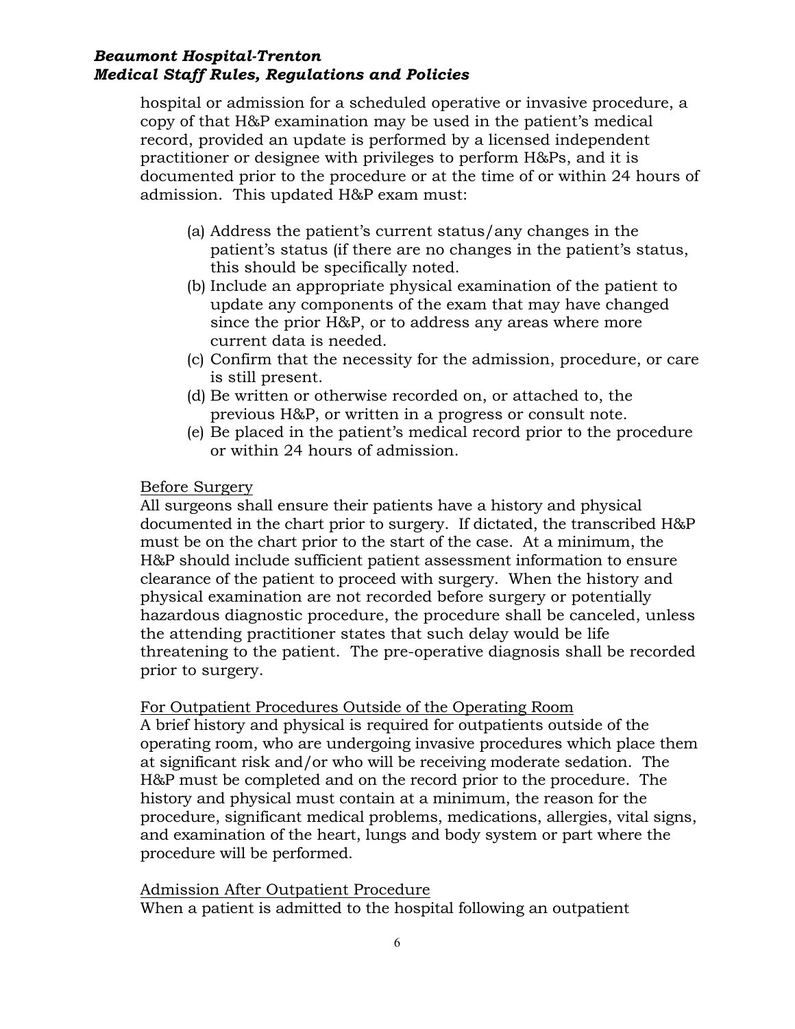hospital or admission for a scheduled operative or invasive procedure, a copy of that H&P examination may be used in the patient's medical record, provided an update is performed by a licensed independent practitioner or designee with privileges to perform H&Ps, and it is documented prior to the procedure or at the time of or within 24 hours of admission. This updated H&P exam must:

(a) Address the patient's current status/any changes in the patient's status (if there are no changes in the patient's status, this should be specifically noted.
(b) Include an appropriate physical examination of the patient to update any components of the exam that may have changed since the prior H&P, or to address any areas where more current data is needed.
(c) Confirm that the necessity for the admission, procedure, or care is still present.
(d) Be written or otherwise recorded on, or attached to, the previous H&P, or written in a progress or consult note.
(e) Be placed in the patient's medical record prior to the procedure or within 24 hours of admission.

<u>Before Surgery</u>
All surgeons shall ensure their patients have a history and physical documented in the chart prior to surgery. If dictated, the transcribed H&P must be on the chart prior to the start of the case. At a minimum, the H&P should include sufficient patient assessment information to ensure clearance of the patient to proceed with surgery. When the history and physical examination are not recorded before surgery or potentially hazardous diagnostic procedure, the procedure shall be canceled, unless the attending practitioner states that such delay would be life threatening to the patient. The pre-operative diagnosis shall be recorded prior to surgery.

<u>For Outpatient Procedures Outside of the Operating Room</u>
A brief history and physical is required for outpatients outside of the operating room, who are undergoing invasive procedures which place them at significant risk and/or who will be receiving moderate sedation. The H&P must be completed and on the record prior to the procedure. The history and physical must contain at a minimum, the reason for the procedure, significant medical problems, medications, allergies, vital signs, and examination of the heart, lungs and body system or part where the procedure will be performed.

<u>Admission After Outpatient Procedure</u>
When a patient is admitted to the hospital following an outpatient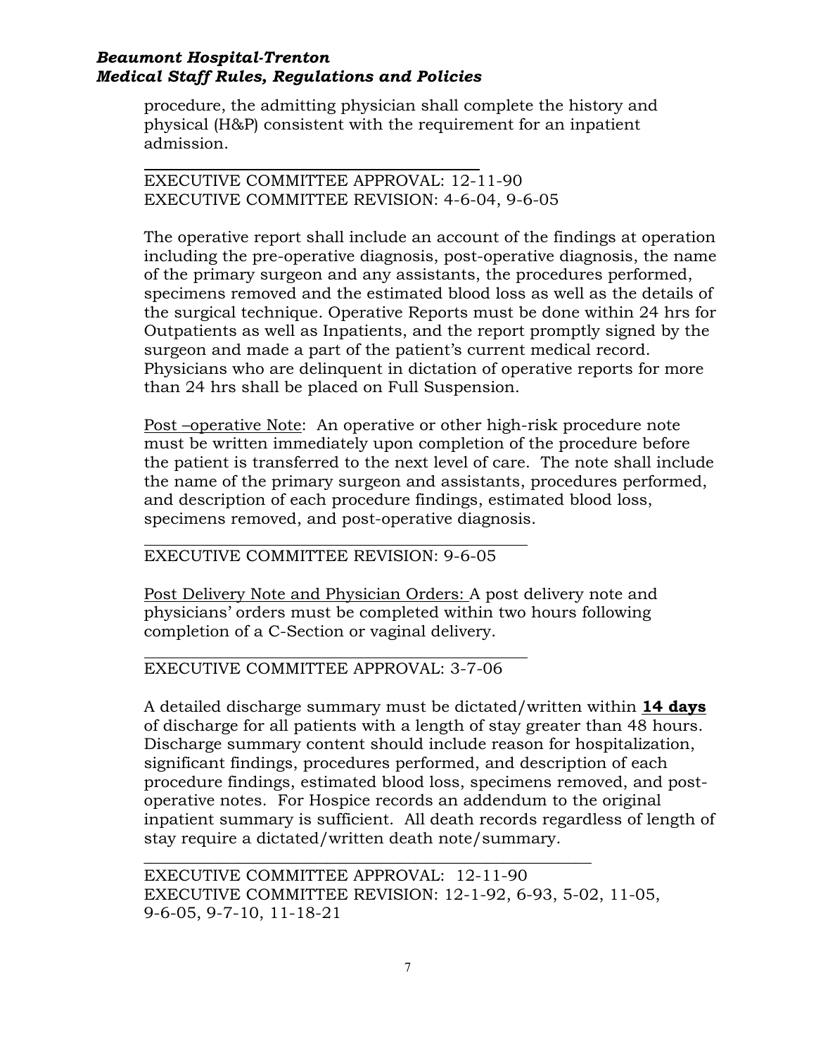procedure, the admitting physician shall complete the history and physical (H&P) consistent with the requirement for an inpatient admission.

---

EXECUTIVE COMMITTEE APPROVAL: 12-11-90
EXECUTIVE COMMITTEE REVISION: 4-6-04, 9-6-05

The operative report shall include an account of the findings at operation including the pre-operative diagnosis, post-operative diagnosis, the name of the primary surgeon and any assistants, the procedures performed, specimens removed and the estimated blood loss as well as the details of the surgical technique. Operative Reports must be done within 24 hrs for Outpatients as well as Inpatients, and the report promptly signed by the surgeon and made a part of the patient's current medical record. Physicians who are delinquent in dictation of operative reports for more than 24 hrs shall be placed on Full Suspension.

<u>Post –operative Note</u>: An operative or other high-risk procedure note must be written immediately upon completion of the procedure before the patient is transferred to the next level of care. The note shall include the name of the primary surgeon and assistants, procedures performed, and description of each procedure findings, estimated blood loss, specimens removed, and post-operative diagnosis.

---

EXECUTIVE COMMITTEE REVISION: 9-6-05

<u>Post Delivery Note and Physician Orders:</u> A post delivery note and physicians' orders must be completed within two hours following completion of a C-Section or vaginal delivery.

---

EXECUTIVE COMMITTEE APPROVAL: 3-7-06

A detailed discharge summary must be dictated/written within **<u>14 days</u>** of discharge for all patients with a length of stay greater than 48 hours. Discharge summary content should include reason for hospitalization, significant findings, procedures performed, and description of each procedure findings, estimated blood loss, specimens removed, and post-operative notes. For Hospice records an addendum to the original inpatient summary is sufficient. All death records regardless of length of stay require a dictated/written death note/summary.

---

EXECUTIVE COMMITTEE APPROVAL: 12-11-90
EXECUTIVE COMMITTEE REVISION: 12-1-92, 6-93, 5-02, 11-05, 9-6-05, 9-7-10, 11-18-21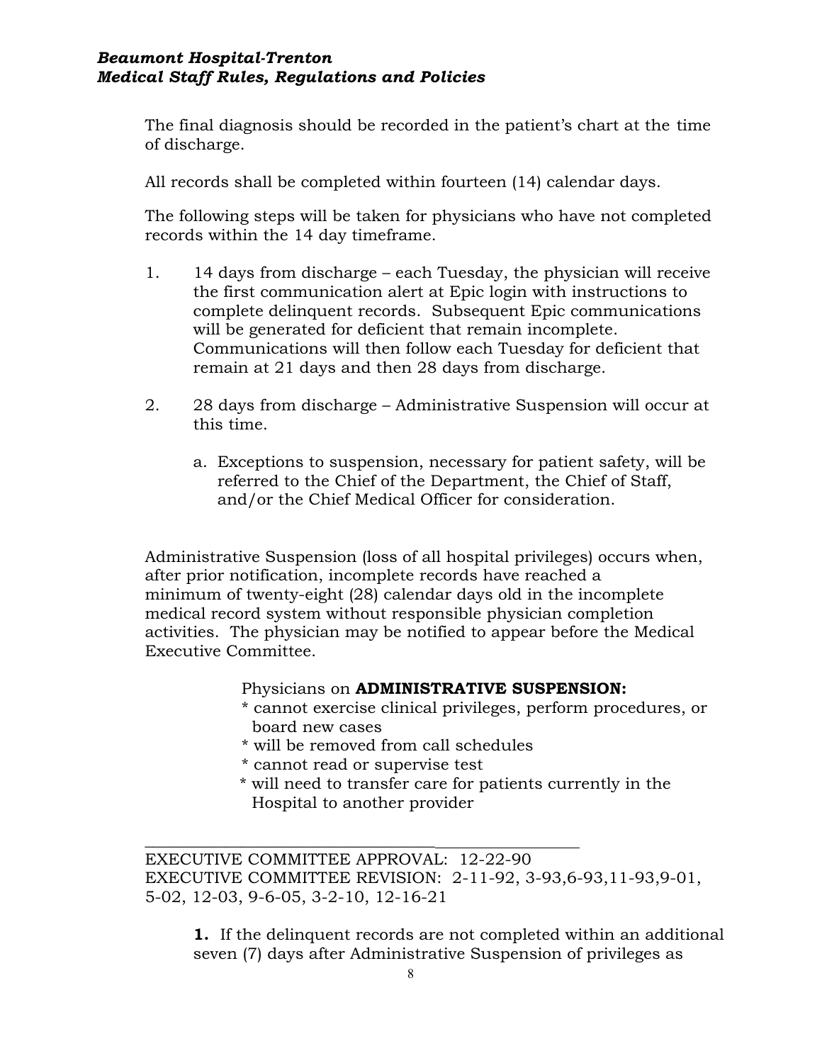The final diagnosis should be recorded in the patient's chart at the time of discharge.

All records shall be completed within fourteen (14) calendar days.

The following steps will be taken for physicians who have not completed records within the 14 day timeframe.

1. 14 days from discharge – each Tuesday, the physician will receive the first communication alert at Epic login with instructions to complete delinquent records. Subsequent Epic communications will be generated for deficient that remain incomplete. Communications will then follow each Tuesday for deficient that remain at 21 days and then 28 days from discharge.

2. 28 days from discharge – Administrative Suspension will occur at this time.

   a. Exceptions to suspension, necessary for patient safety, will be referred to the Chief of the Department, the Chief of Staff, and/or the Chief Medical Officer for consideration.

Administrative Suspension (loss of all hospital privileges) occurs when, after prior notification, incomplete records have reached a minimum of twenty-eight (28) calendar days old in the incomplete medical record system without responsible physician completion activities. The physician may be notified to appear before the Medical Executive Committee.

Physicians on **ADMINISTRATIVE SUSPENSION:**

* cannot exercise clinical privileges, perform procedures, or board new cases
* will be removed from call schedules
* cannot read or supervise test
* will need to transfer care for patients currently in the Hospital to another provider

---

EXECUTIVE COMMITTEE APPROVAL: 12-22-90
EXECUTIVE COMMITTEE REVISION: 2-11-92, 3-93,6-93,11-93,9-01, 5-02, 12-03, 9-6-05, 3-2-10, 12-16-21

**1.** If the delinquent records are not completed within an additional seven (7) days after Administrative Suspension of privileges as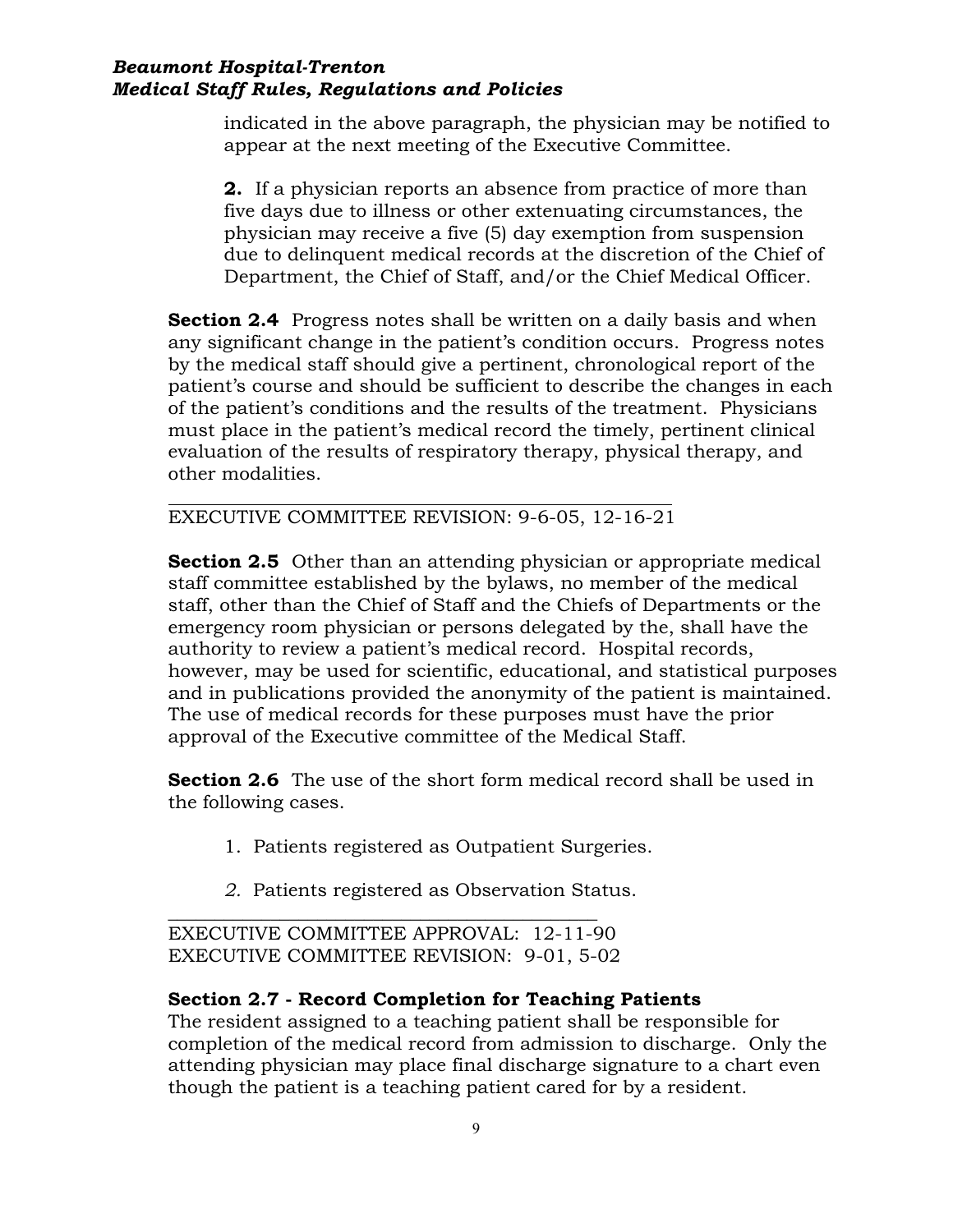indicated in the above paragraph, the physician may be notified to appear at the next meeting of the Executive Committee.

**2.** If a physician reports an absence from practice of more than five days due to illness or other extenuating circumstances, the physician may receive a five (5) day exemption from suspension due to delinquent medical records at the discretion of the Chief of Department, the Chief of Staff, and/or the Chief Medical Officer.

**Section 2.4** Progress notes shall be written on a daily basis and when any significant change in the patient's condition occurs. Progress notes by the medical staff should give a pertinent, chronological report of the patient's course and should be sufficient to describe the changes in each of the patient's conditions and the results of the treatment. Physicians must place in the patient's medical record the timely, pertinent clinical evaluation of the results of respiratory therapy, physical therapy, and other modalities.

---

EXECUTIVE COMMITTEE REVISION: 9-6-05, 12-16-21

**Section 2.5** Other than an attending physician or appropriate medical staff committee established by the bylaws, no member of the medical staff, other than the Chief of Staff and the Chiefs of Departments or the emergency room physician or persons delegated by the, shall have the authority to review a patient's medical record. Hospital records, however, may be used for scientific, educational, and statistical purposes and in publications provided the anonymity of the patient is maintained. The use of medical records for these purposes must have the prior approval of the Executive committee of the Medical Staff.

**Section 2.6** The use of the short form medical record shall be used in the following cases.

1. Patients registered as Outpatient Surgeries.

2. Patients registered as Observation Status.

---

EXECUTIVE COMMITTEE APPROVAL: 12-11-90
EXECUTIVE COMMITTEE REVISION: 9-01, 5-02

**Section 2.7 - Record Completion for Teaching Patients**
The resident assigned to a teaching patient shall be responsible for completion of the medical record from admission to discharge. Only the attending physician may place final discharge signature to a chart even though the patient is a teaching patient cared for by a resident.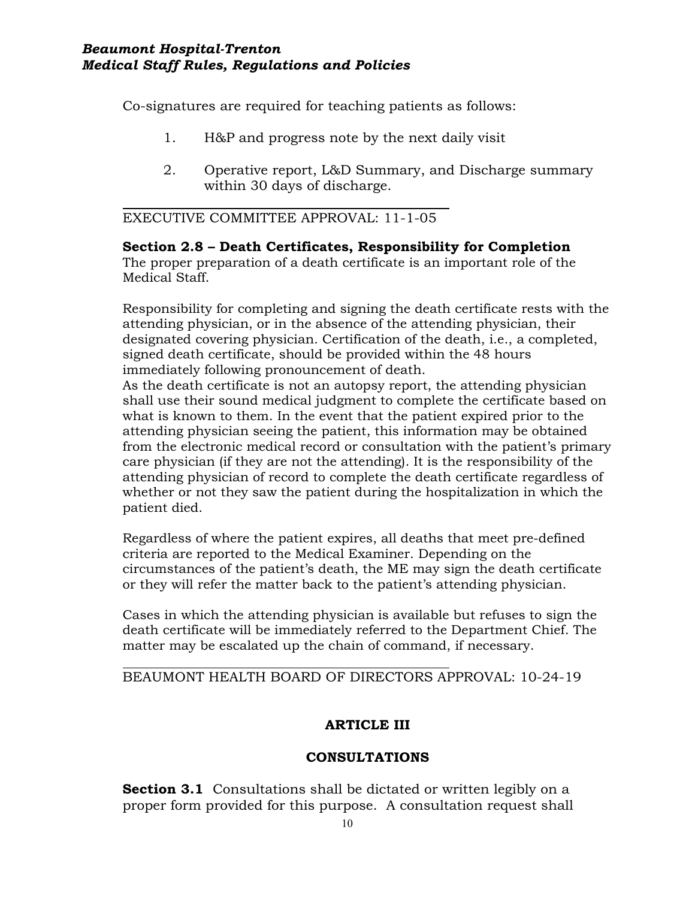Co-signatures are required for teaching patients as follows:

1. H&P and progress note by the next daily visit

2. Operative report, L&D Summary, and Discharge summary within 30 days of discharge.

EXECUTIVE COMMITTEE APPROVAL: 11-1-05

**Section 2.8 – Death Certificates, Responsibility for Completion**
The proper preparation of a death certificate is an important role of the Medical Staff.

Responsibility for completing and signing the death certificate rests with the attending physician, or in the absence of the attending physician, their designated covering physician. Certification of the death, i.e., a completed, signed death certificate, should be provided within the 48 hours immediately following pronouncement of death.
As the death certificate is not an autopsy report, the attending physician shall use their sound medical judgment to complete the certificate based on what is known to them. In the event that the patient expired prior to the attending physician seeing the patient, this information may be obtained from the electronic medical record or consultation with the patient's primary care physician (if they are not the attending). It is the responsibility of the attending physician of record to complete the death certificate regardless of whether or not they saw the patient during the hospitalization in which the patient died.

Regardless of where the patient expires, all deaths that meet pre-defined criteria are reported to the Medical Examiner. Depending on the circumstances of the patient's death, the ME may sign the death certificate or they will refer the matter back to the patient's attending physician.

Cases in which the attending physician is available but refuses to sign the death certificate will be immediately referred to the Department Chief. The matter may be escalated up the chain of command, if necessary.

BEAUMONT HEALTH BOARD OF DIRECTORS APPROVAL: 10-24-19

## ARTICLE III

## CONSULTATIONS

**Section 3.1** Consultations shall be dictated or written legibly on a proper form provided for this purpose. A consultation request shall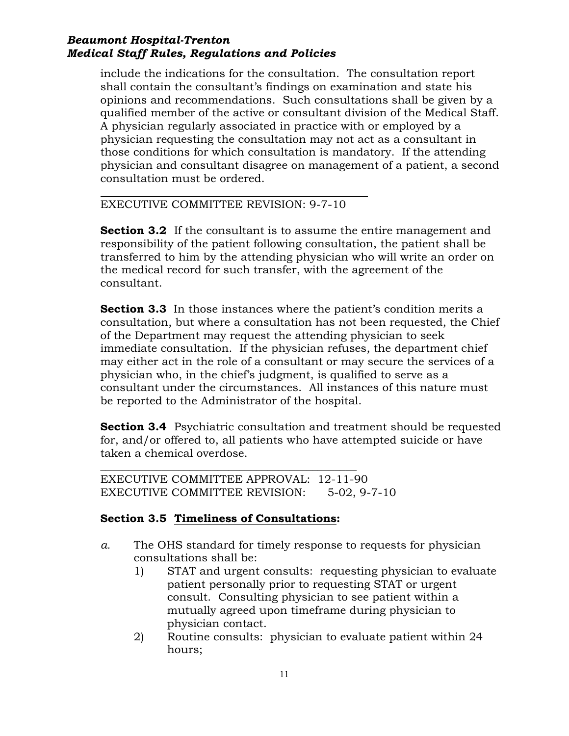include the indications for the consultation. The consultation report shall contain the consultant's findings on examination and state his opinions and recommendations. Such consultations shall be given by a qualified member of the active or consultant division of the Medical Staff. A physician regularly associated in practice with or employed by a physician requesting the consultation may not act as a consultant in those conditions for which consultation is mandatory. If the attending physician and consultant disagree on management of a patient, a second consultation must be ordered.

EXECUTIVE COMMITTEE REVISION: 9-7-10

**Section 3.2** If the consultant is to assume the entire management and responsibility of the patient following consultation, the patient shall be transferred to him by the attending physician who will write an order on the medical record for such transfer, with the agreement of the consultant.

**Section 3.3** In those instances where the patient's condition merits a consultation, but where a consultation has not been requested, the Chief of the Department may request the attending physician to seek immediate consultation. If the physician refuses, the department chief may either act in the role of a consultant or may secure the services of a physician who, in the chief's judgment, is qualified to serve as a consultant under the circumstances. All instances of this nature must be reported to the Administrator of the hospital.

**Section 3.4** Psychiatric consultation and treatment should be requested for, and/or offered to, all patients who have attempted suicide or have taken a chemical overdose.

EXECUTIVE COMMITTEE APPROVAL: 12-11-90
EXECUTIVE COMMITTEE REVISION: 5-02, 9-7-10

**Section 3.5 Timeliness of Consultations:**

*a.* The OHS standard for timely response to requests for physician consultations shall be:

1) STAT and urgent consults: requesting physician to evaluate patient personally prior to requesting STAT or urgent consult. Consulting physician to see patient within a mutually agreed upon timeframe during physician to physician contact.
2) Routine consults: physician to evaluate patient within 24 hours;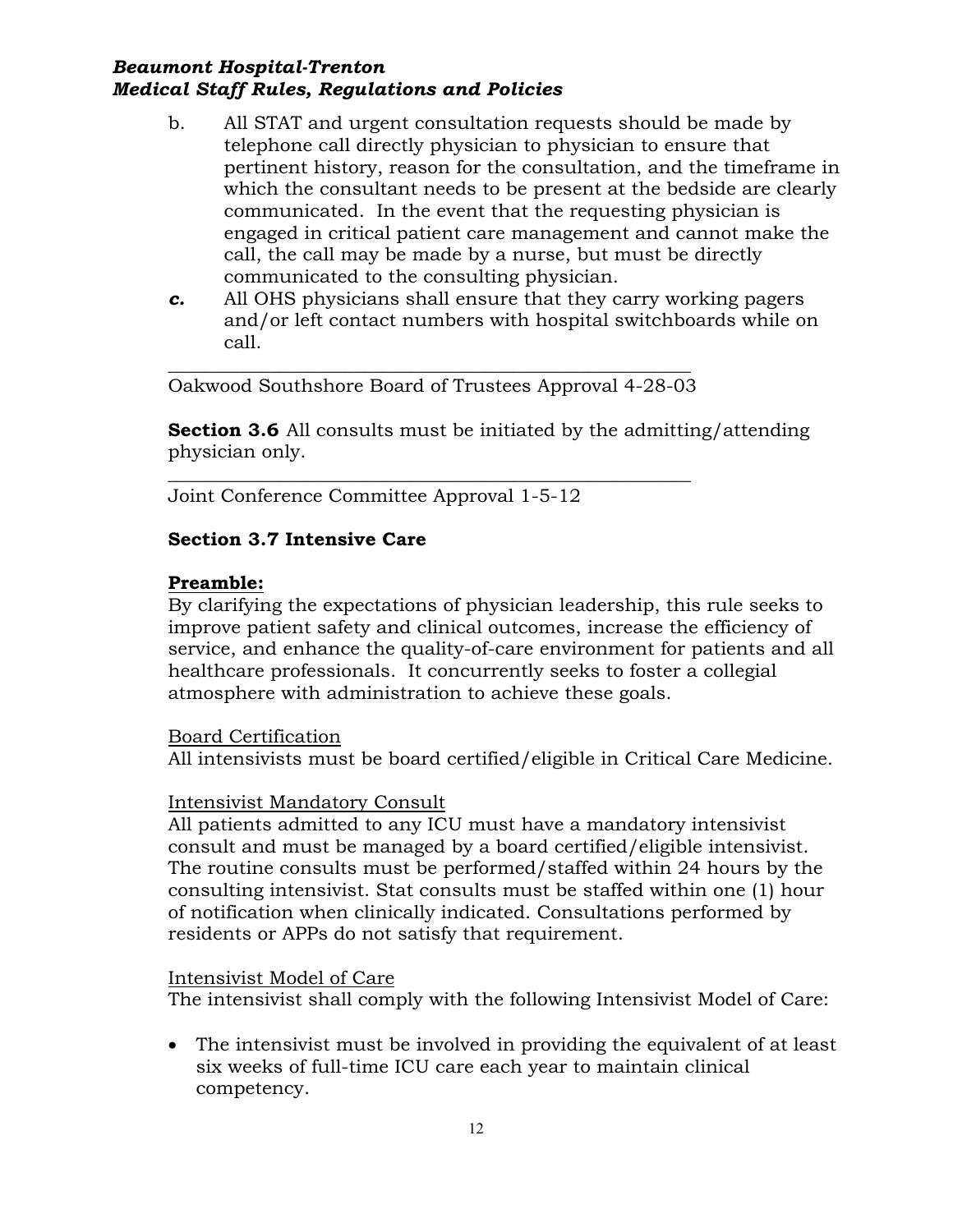b. All STAT and urgent consultation requests should be made by telephone call directly physician to physician to ensure that pertinent history, reason for the consultation, and the timeframe in which the consultant needs to be present at the bedside are clearly communicated. In the event that the requesting physician is engaged in critical patient care management and cannot make the call, the call may be made by a nurse, but must be directly communicated to the consulting physician.

***c.*** All OHS physicians shall ensure that they carry working pagers and/or left contact numbers with hospital switchboards while on call.

______________________________________________________

Oakwood Southshore Board of Trustees Approval 4-28-03

**Section 3.6** All consults must be initiated by the admitting/attending physician only.

______________________________________________________

Joint Conference Committee Approval 1-5-12

**Section 3.7 Intensive Care**

**Preamble:**

By clarifying the expectations of physician leadership, this rule seeks to improve patient safety and clinical outcomes, increase the efficiency of service, and enhance the quality-of-care environment for patients and all healthcare professionals. It concurrently seeks to foster a collegial atmosphere with administration to achieve these goals.

Board Certification

All intensivists must be board certified/eligible in Critical Care Medicine.

Intensivist Mandatory Consult

All patients admitted to any ICU must have a mandatory intensivist consult and must be managed by a board certified/eligible intensivist. The routine consults must be performed/staffed within 24 hours by the consulting intensivist. Stat consults must be staffed within one (1) hour of notification when clinically indicated. Consultations performed by residents or APPs do not satisfy that requirement.

Intensivist Model of Care

The intensivist shall comply with the following Intensivist Model of Care:

- The intensivist must be involved in providing the equivalent of at least six weeks of full-time ICU care each year to maintain clinical competency.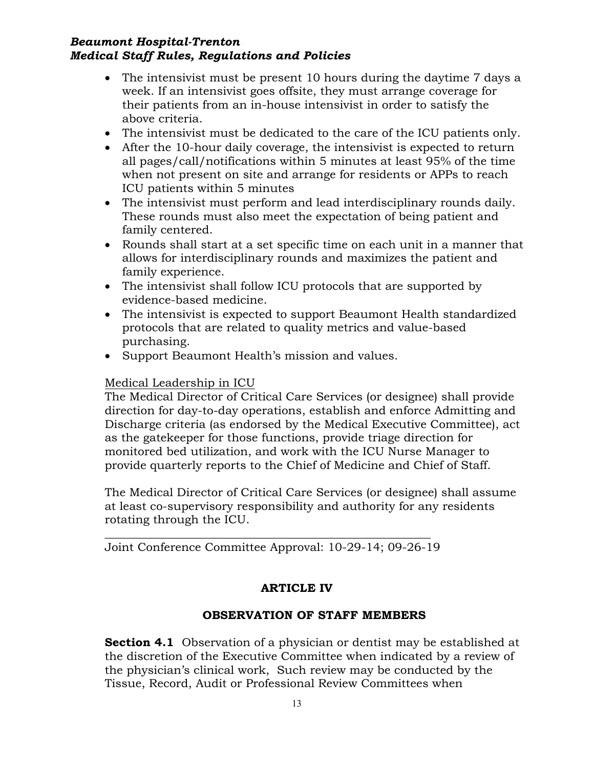- The intensivist must be present 10 hours during the daytime 7 days a week. If an intensivist goes offsite, they must arrange coverage for their patients from an in-house intensivist in order to satisfy the above criteria.
- The intensivist must be dedicated to the care of the ICU patients only.
- After the 10-hour daily coverage, the intensivist is expected to return all pages/call/notifications within 5 minutes at least 95% of the time when not present on site and arrange for residents or APPs to reach ICU patients within 5 minutes
- The intensivist must perform and lead interdisciplinary rounds daily. These rounds must also meet the expectation of being patient and family centered.
- Rounds shall start at a set specific time on each unit in a manner that allows for interdisciplinary rounds and maximizes the patient and family experience.
- The intensivist shall follow ICU protocols that are supported by evidence-based medicine.
- The intensivist is expected to support Beaumont Health standardized protocols that are related to quality metrics and value-based purchasing.
- Support Beaumont Health's mission and values.

<u>Medical Leadership in ICU</u>

The Medical Director of Critical Care Services (or designee) shall provide direction for day-to-day operations, establish and enforce Admitting and Discharge criteria (as endorsed by the Medical Executive Committee), act as the gatekeeper for those functions, provide triage direction for monitored bed utilization, and work with the ICU Nurse Manager to provide quarterly reports to the Chief of Medicine and Chief of Staff.

The Medical Director of Critical Care Services (or designee) shall assume at least co-supervisory responsibility and authority for any residents rotating through the ICU.

---

Joint Conference Committee Approval: 10-29-14; 09-26-19

## ARTICLE IV

## OBSERVATION OF STAFF MEMBERS

**Section 4.1** Observation of a physician or dentist may be established at the discretion of the Executive Committee when indicated by a review of the physician's clinical work, Such review may be conducted by the Tissue, Record, Audit or Professional Review Committees when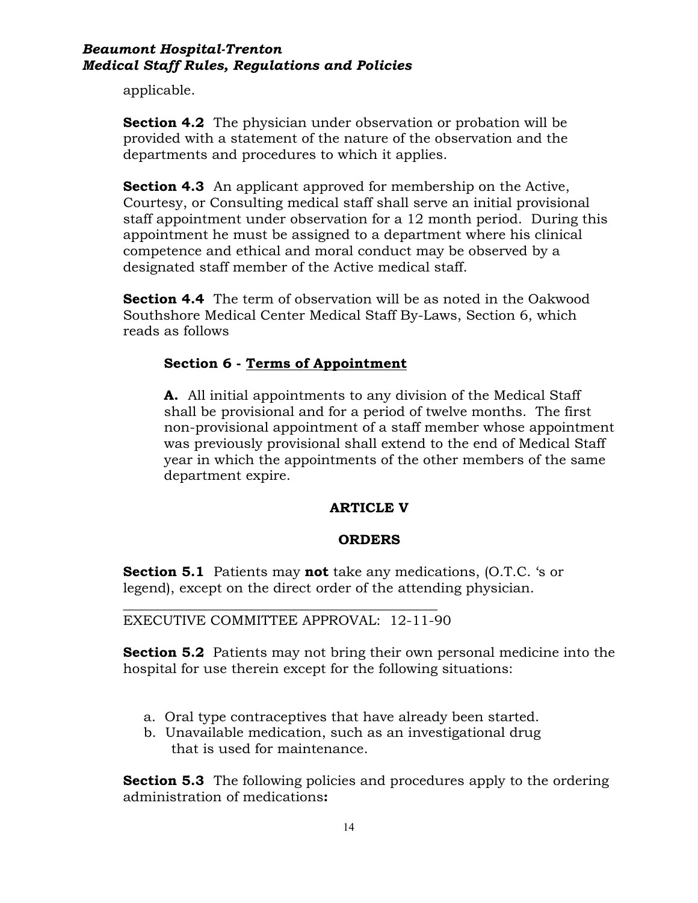applicable.

**Section 4.2** The physician under observation or probation will be provided with a statement of the nature of the observation and the departments and procedures to which it applies.

**Section 4.3** An applicant approved for membership on the Active, Courtesy, or Consulting medical staff shall serve an initial provisional staff appointment under observation for a 12 month period. During this appointment he must be assigned to a department where his clinical competence and ethical and moral conduct may be observed by a designated staff member of the Active medical staff.

**Section 4.4** The term of observation will be as noted in the Oakwood Southshore Medical Center Medical Staff By-Laws, Section 6, which reads as follows

> **Section 6 - Terms of Appointment**
>
> **A.** All initial appointments to any division of the Medical Staff shall be provisional and for a period of twelve months. The first non-provisional appointment of a staff member whose appointment was previously provisional shall extend to the end of Medical Staff year in which the appointments of the other members of the same department expire.

## ARTICLE V

## ORDERS

**Section 5.1** Patients may **not** take any medications, (O.T.C. 's or legend), except on the direct order of the attending physician.

EXECUTIVE COMMITTEE APPROVAL: 12-11-90

**Section 5.2** Patients may not bring their own personal medicine into the hospital for use therein except for the following situations:

a. Oral type contraceptives that have already been started.
b. Unavailable medication, such as an investigational drug that is used for maintenance.

**Section 5.3** The following policies and procedures apply to the ordering administration of medications**:**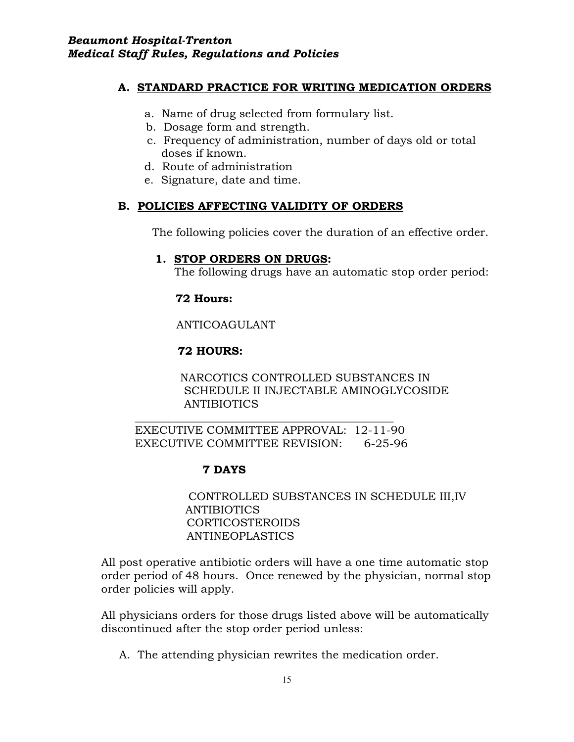## A. STANDARD PRACTICE FOR WRITING MEDICATION ORDERS

a. Name of drug selected from formulary list.
b. Dosage form and strength.
c. Frequency of administration, number of days old or total doses if known.
d. Route of administration
e. Signature, date and time.

## B. POLICIES AFFECTING VALIDITY OF ORDERS

The following policies cover the duration of an effective order.

### 1. STOP ORDERS ON DRUGS:

The following drugs have an automatic stop order period:

**72 Hours:**

ANTICOAGULANT

**72 HOURS:**

NARCOTICS CONTROLLED SUBSTANCES IN SCHEDULE II INJECTABLE AMINOGLYCOSIDE ANTIBIOTICS

---

EXECUTIVE COMMITTEE APPROVAL: 12-11-90
EXECUTIVE COMMITTEE REVISION: 6-25-96

**7 DAYS**

CONTROLLED SUBSTANCES IN SCHEDULE III,IV
ANTIBIOTICS
CORTICOSTEROIDS
ANTINEOPLASTICS

All post operative antibiotic orders will have a one time automatic stop order period of 48 hours. Once renewed by the physician, normal stop order policies will apply.

All physicians orders for those drugs listed above will be automatically discontinued after the stop order period unless:

A. The attending physician rewrites the medication order.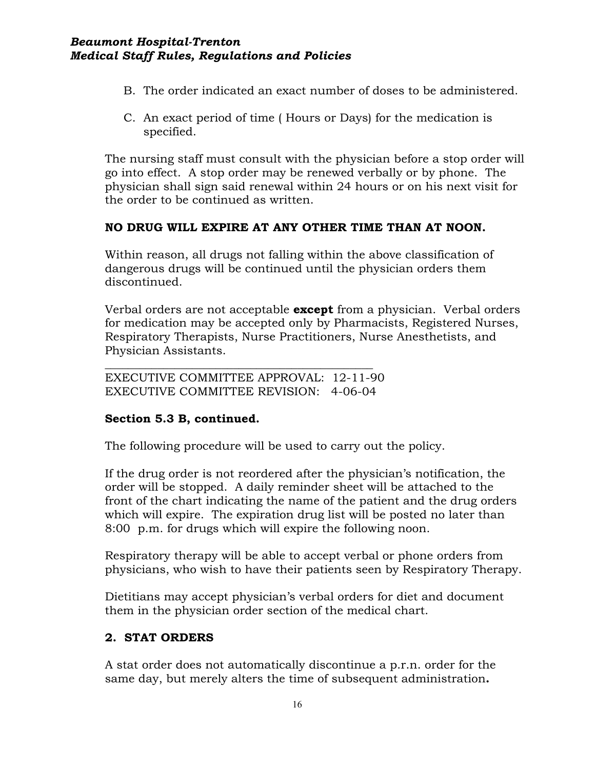B. The order indicated an exact number of doses to be administered.

C. An exact period of time ( Hours or Days) for the medication is specified.

The nursing staff must consult with the physician before a stop order will go into effect. A stop order may be renewed verbally or by phone. The physician shall sign said renewal within 24 hours or on his next visit for the order to be continued as written.

**NO DRUG WILL EXPIRE AT ANY OTHER TIME THAN AT NOON.**

Within reason, all drugs not falling within the above classification of dangerous drugs will be continued until the physician orders them discontinued.

Verbal orders are not acceptable **except** from a physician. Verbal orders for medication may be accepted only by Pharmacists, Registered Nurses, Respiratory Therapists, Nurse Practitioners, Nurse Anesthetists, and Physician Assistants.

---

EXECUTIVE COMMITTEE APPROVAL: 12-11-90
EXECUTIVE COMMITTEE REVISION: 4-06-04

**Section 5.3 B, continued.**

The following procedure will be used to carry out the policy.

If the drug order is not reordered after the physician's notification, the order will be stopped. A daily reminder sheet will be attached to the front of the chart indicating the name of the patient and the drug orders which will expire. The expiration drug list will be posted no later than 8:00 p.m. for drugs which will expire the following noon.

Respiratory therapy will be able to accept verbal or phone orders from physicians, who wish to have their patients seen by Respiratory Therapy.

Dietitians may accept physician's verbal orders for diet and document them in the physician order section of the medical chart.

## 2. STAT ORDERS

A stat order does not automatically discontinue a p.r.n. order for the same day, but merely alters the time of subsequent administration**.**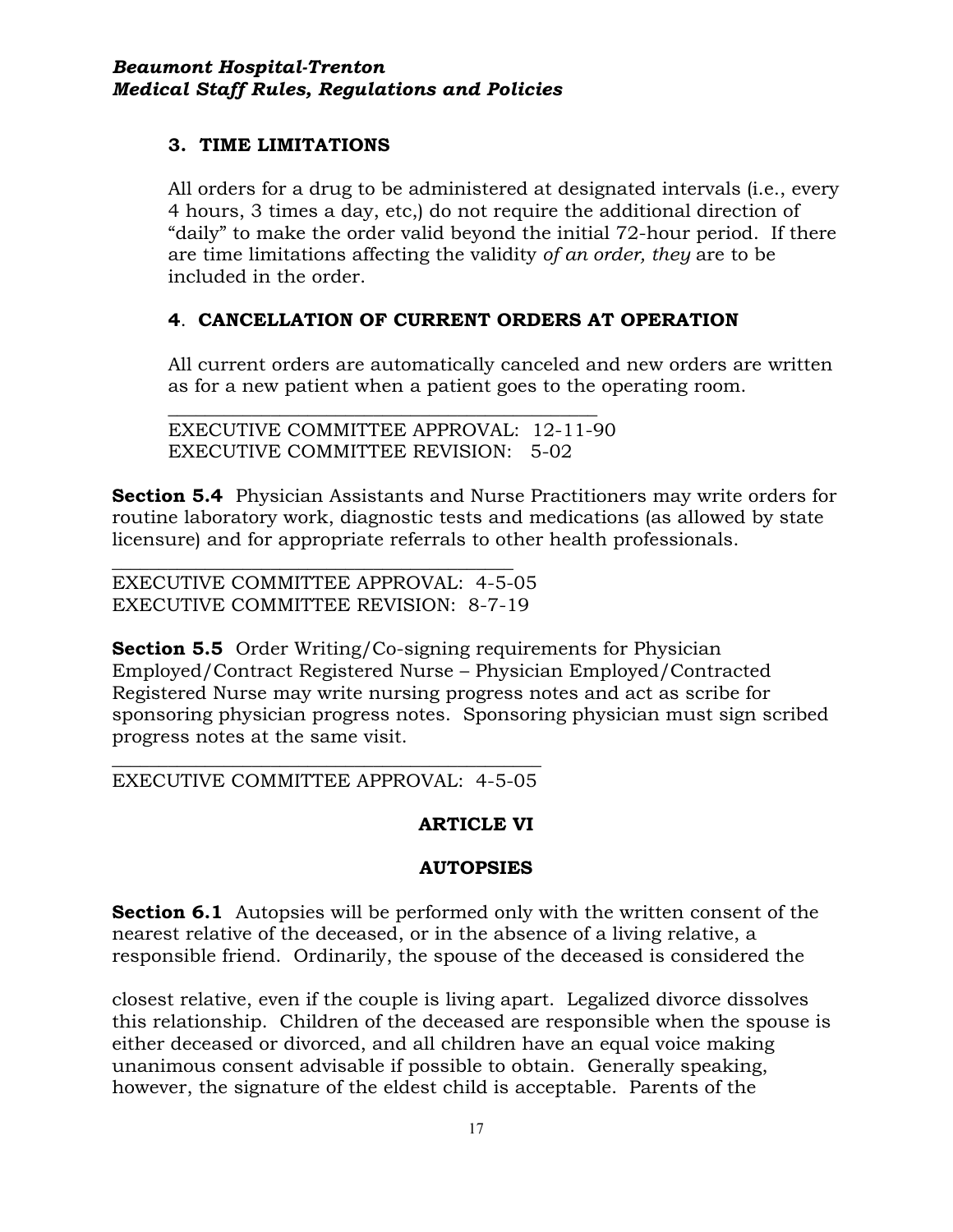### 3. TIME LIMITATIONS

All orders for a drug to be administered at designated intervals (i.e., every 4 hours, 3 times a day, etc,) do not require the additional direction of "daily" to make the order valid beyond the initial 72-hour period. If there are time limitations affecting the validity *of an order, they* are to be included in the order.

### 4. CANCELLATION OF CURRENT ORDERS AT OPERATION

All current orders are automatically canceled and new orders are written as for a new patient when a patient goes to the operating room.

EXECUTIVE COMMITTEE APPROVAL: 12-11-90
EXECUTIVE COMMITTEE REVISION: 5-02

**Section 5.4** Physician Assistants and Nurse Practitioners may write orders for routine laboratory work, diagnostic tests and medications (as allowed by state licensure) and for appropriate referrals to other health professionals.

EXECUTIVE COMMITTEE APPROVAL: 4-5-05
EXECUTIVE COMMITTEE REVISION: 8-7-19

**Section 5.5** Order Writing/Co-signing requirements for Physician Employed/Contract Registered Nurse – Physician Employed/Contracted Registered Nurse may write nursing progress notes and act as scribe for sponsoring physician progress notes. Sponsoring physician must sign scribed progress notes at the same visit.

EXECUTIVE COMMITTEE APPROVAL: 4-5-05

## ARTICLE VI

## AUTOPSIES

**Section 6.1** Autopsies will be performed only with the written consent of the nearest relative of the deceased, or in the absence of a living relative, a responsible friend. Ordinarily, the spouse of the deceased is considered the closest relative, even if the couple is living apart. Legalized divorce dissolves this relationship. Children of the deceased are responsible when the spouse is either deceased or divorced, and all children have an equal voice making unanimous consent advisable if possible to obtain. Generally speaking, however, the signature of the eldest child is acceptable. Parents of the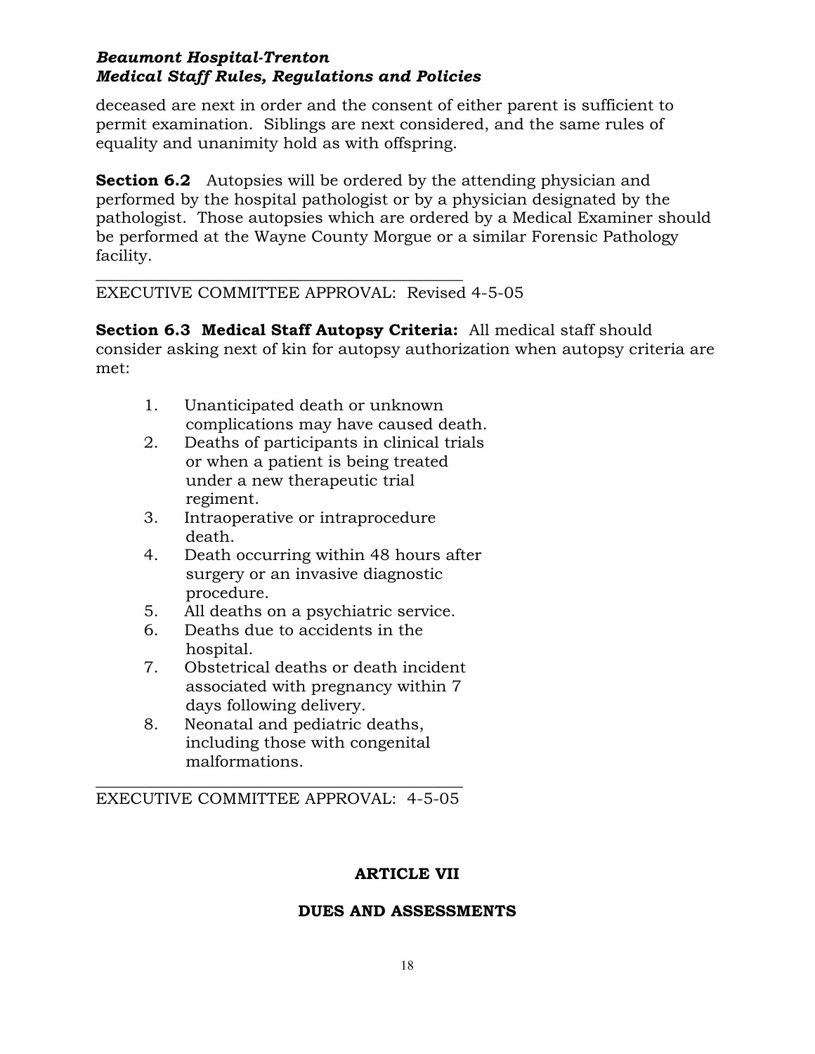deceased are next in order and the consent of either parent is sufficient to permit examination. Siblings are next considered, and the same rules of equality and unanimity hold as with offspring.

**Section 6.2** Autopsies will be ordered by the attending physician and performed by the hospital pathologist or by a physician designated by the pathologist. Those autopsies which are ordered by a Medical Examiner should be performed at the Wayne County Morgue or a similar Forensic Pathology facility.

---

EXECUTIVE COMMITTEE APPROVAL: Revised 4-5-05

**Section 6.3 Medical Staff Autopsy Criteria:** All medical staff should consider asking next of kin for autopsy authorization when autopsy criteria are met:

1. Unanticipated death or unknown complications may have caused death.
2. Deaths of participants in clinical trials or when a patient is being treated under a new therapeutic trial regiment.
3. Intraoperative or intraprocedure death.
4. Death occurring within 48 hours after surgery or an invasive diagnostic procedure.
5. All deaths on a psychiatric service.
6. Deaths due to accidents in the hospital.
7. Obstetrical deaths or death incident associated with pregnancy within 7 days following delivery.
8. Neonatal and pediatric deaths, including those with congenital malformations.

---

EXECUTIVE COMMITTEE APPROVAL: 4-5-05

## ARTICLE VII

## DUES AND ASSESSMENTS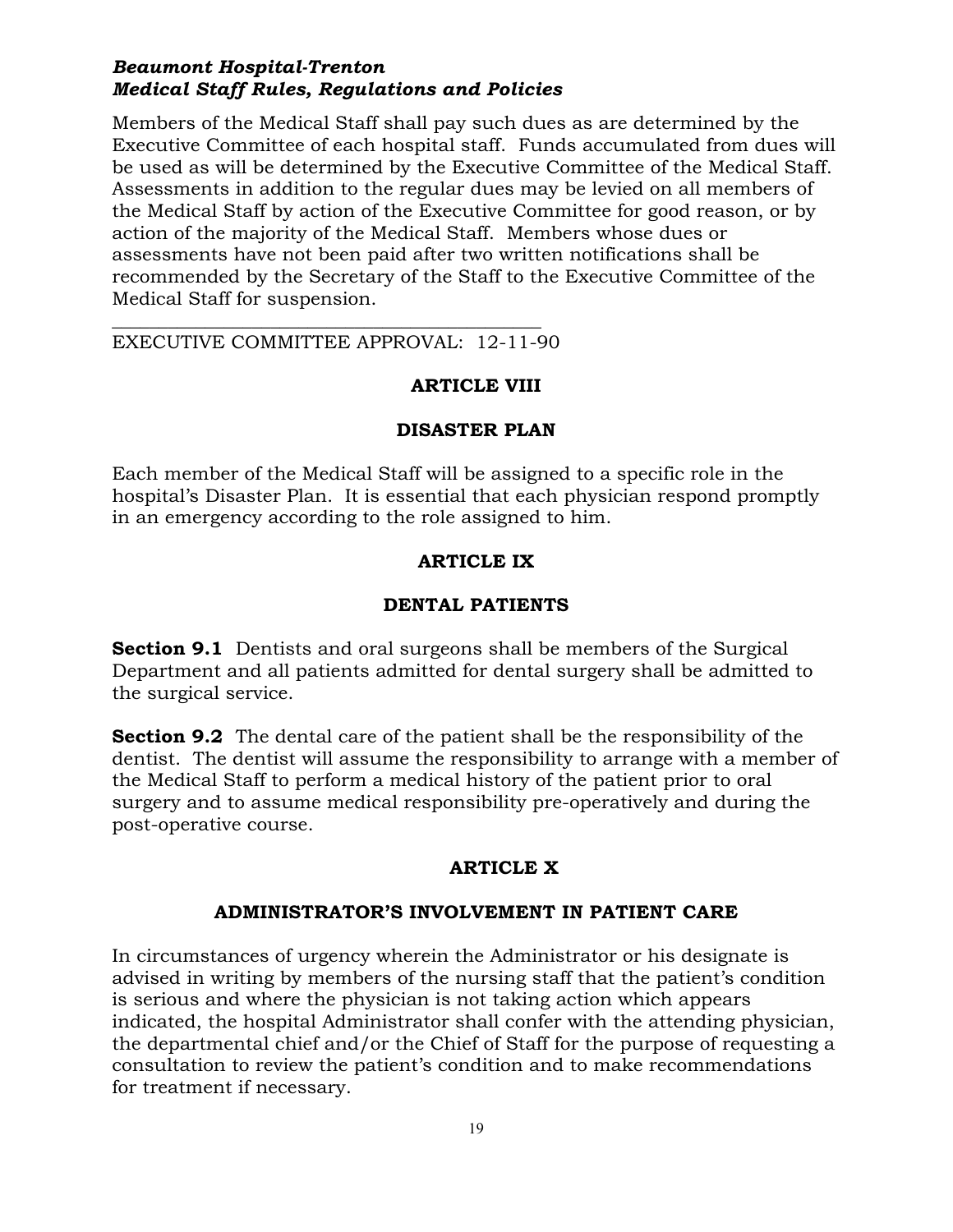Members of the Medical Staff shall pay such dues as are determined by the Executive Committee of each hospital staff. Funds accumulated from dues will be used as will be determined by the Executive Committee of the Medical Staff. Assessments in addition to the regular dues may be levied on all members of the Medical Staff by action of the Executive Committee for good reason, or by action of the majority of the Medical Staff. Members whose dues or assessments have not been paid after two written notifications shall be recommended by the Secretary of the Staff to the Executive Committee of the Medical Staff for suspension.

---

EXECUTIVE COMMITTEE APPROVAL: 12-11-90

## ARTICLE VIII

## DISASTER PLAN

Each member of the Medical Staff will be assigned to a specific role in the hospital's Disaster Plan. It is essential that each physician respond promptly in an emergency according to the role assigned to him.

## ARTICLE IX

## DENTAL PATIENTS

**Section 9.1** Dentists and oral surgeons shall be members of the Surgical Department and all patients admitted for dental surgery shall be admitted to the surgical service.

**Section 9.2** The dental care of the patient shall be the responsibility of the dentist. The dentist will assume the responsibility to arrange with a member of the Medical Staff to perform a medical history of the patient prior to oral surgery and to assume medical responsibility pre-operatively and during the post-operative course.

## ARTICLE X

## ADMINISTRATOR'S INVOLVEMENT IN PATIENT CARE

In circumstances of urgency wherein the Administrator or his designate is advised in writing by members of the nursing staff that the patient's condition is serious and where the physician is not taking action which appears indicated, the hospital Administrator shall confer with the attending physician, the departmental chief and/or the Chief of Staff for the purpose of requesting a consultation to review the patient's condition and to make recommendations for treatment if necessary.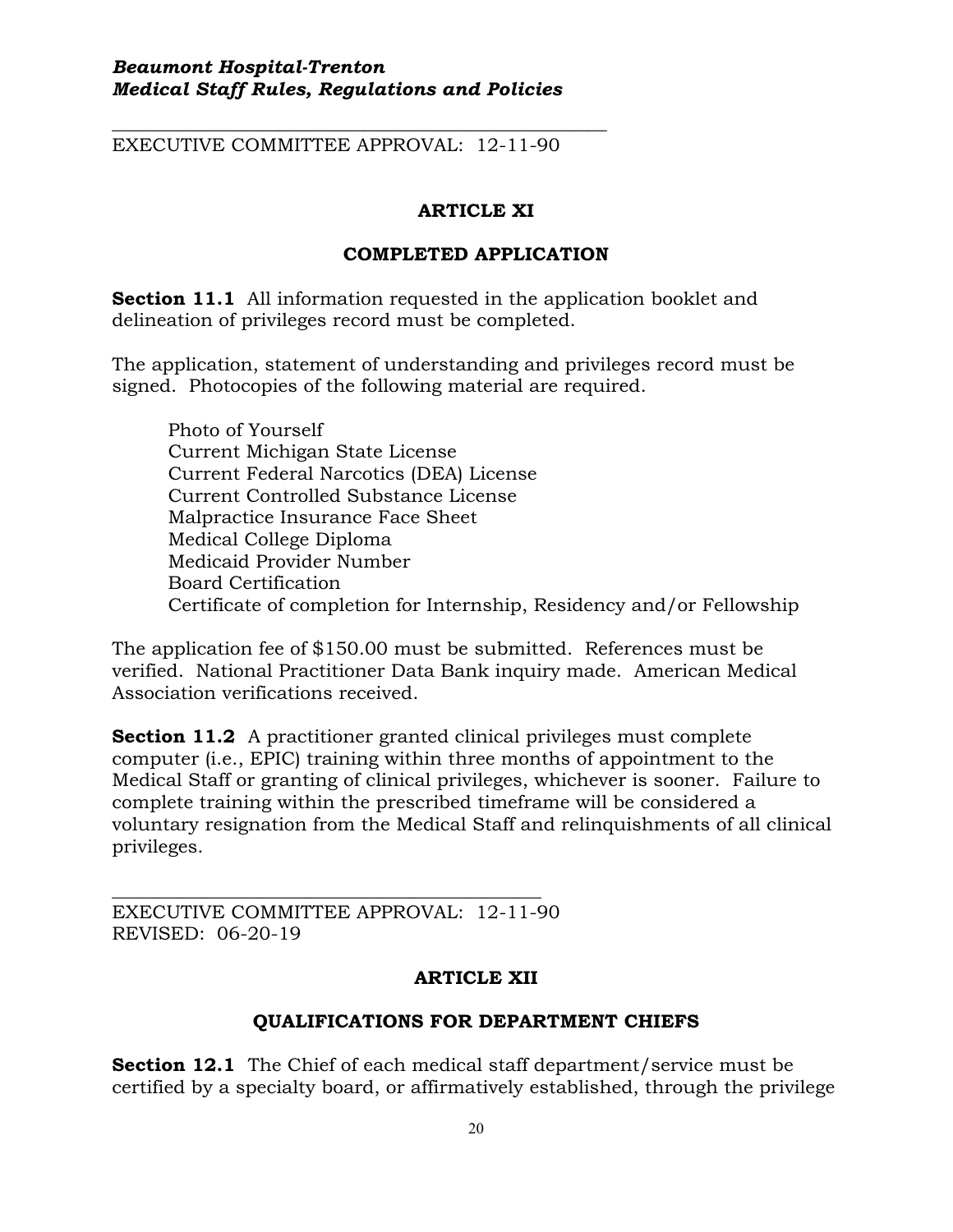EXECUTIVE COMMITTEE APPROVAL: 12-11-90

## ARTICLE XI

## COMPLETED APPLICATION

**Section 11.1** All information requested in the application booklet and delineation of privileges record must be completed.

The application, statement of understanding and privileges record must be signed. Photocopies of the following material are required.

- Photo of Yourself
- Current Michigan State License
- Current Federal Narcotics (DEA) License
- Current Controlled Substance License
- Malpractice Insurance Face Sheet
- Medical College Diploma
- Medicaid Provider Number
- Board Certification
- Certificate of completion for Internship, Residency and/or Fellowship

The application fee of $150.00 must be submitted. References must be verified. National Practitioner Data Bank inquiry made. American Medical Association verifications received.

**Section 11.2** A practitioner granted clinical privileges must complete computer (i.e., EPIC) training within three months of appointment to the Medical Staff or granting of clinical privileges, whichever is sooner. Failure to complete training within the prescribed timeframe will be considered a voluntary resignation from the Medical Staff and relinquishments of all clinical privileges.

EXECUTIVE COMMITTEE APPROVAL: 12-11-90
REVISED: 06-20-19

## ARTICLE XII

## QUALIFICATIONS FOR DEPARTMENT CHIEFS

**Section 12.1** The Chief of each medical staff department/service must be certified by a specialty board, or affirmatively established, through the privilege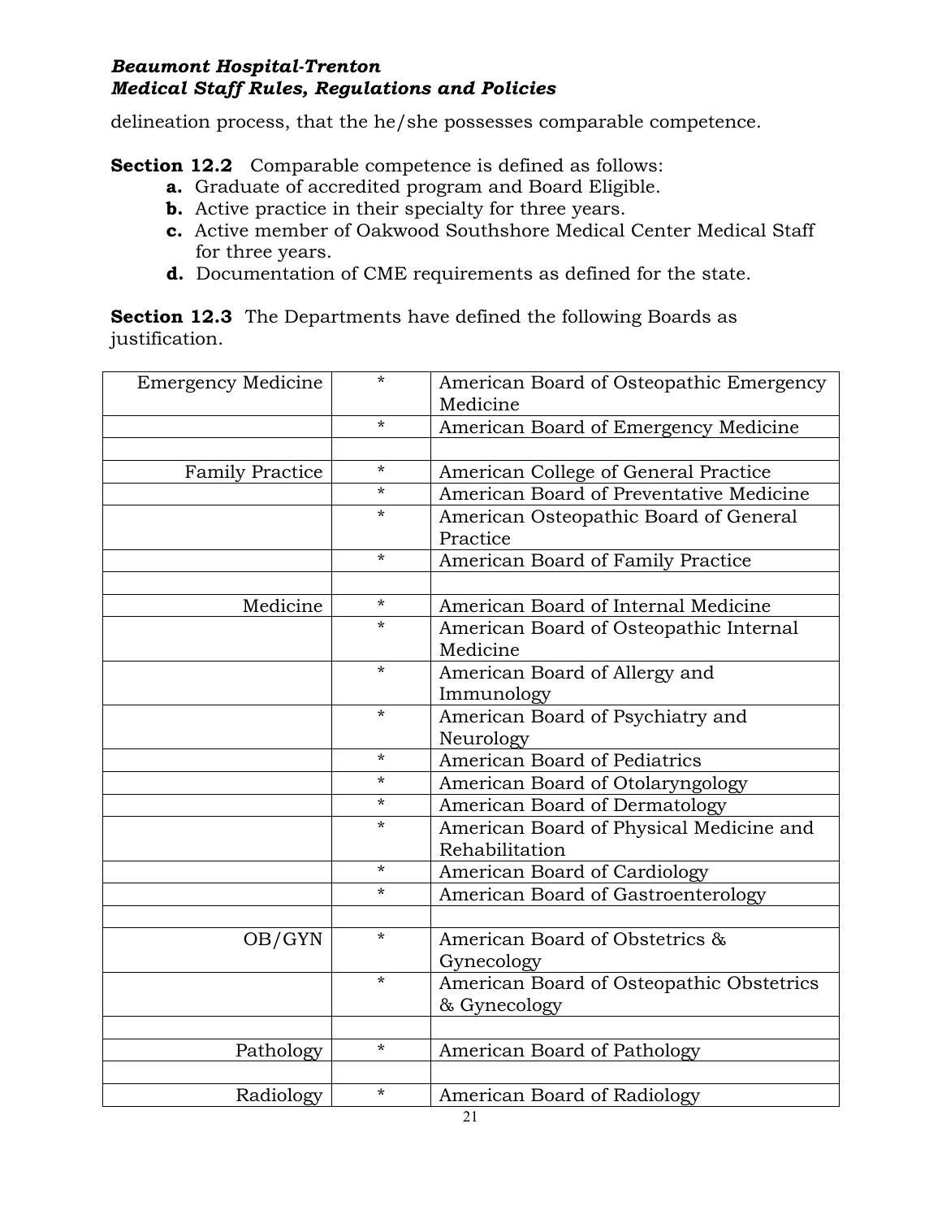delineation process, that the he/she possesses comparable competence.

**Section 12.2** Comparable competence is defined as follows:

- **a.** Graduate of accredited program and Board Eligible.
- **b.** Active practice in their specialty for three years.
- **c.** Active member of Oakwood Southshore Medical Center Medical Staff for three years.
- **d.** Documentation of CME requirements as defined for the state.

**Section 12.3** The Departments have defined the following Boards as justification.

| | | |
|---|---|---|
| Emergency Medicine | * | American Board of Osteopathic Emergency Medicine |
| | * | American Board of Emergency Medicine |
| | | |
| Family Practice | * | American College of General Practice |
| | * | American Board of Preventative Medicine |
| | * | American Osteopathic Board of General Practice |
| | * | American Board of Family Practice |
| | | |
| Medicine | * | American Board of Internal Medicine |
| | * | American Board of Osteopathic Internal Medicine |
| | * | American Board of Allergy and Immunology |
| | * | American Board of Psychiatry and Neurology |
| | * | American Board of Pediatrics |
| | * | American Board of Otolaryngology |
| | * | American Board of Dermatology |
| | * | American Board of Physical Medicine and Rehabilitation |
| | * | American Board of Cardiology |
| | * | American Board of Gastroenterology |
| | | |
| OB/GYN | * | American Board of Obstetrics & Gynecology |
| | * | American Board of Osteopathic Obstetrics & Gynecology |
| | | |
| Pathology | * | American Board of Pathology |
| | | |
| Radiology | * | American Board of Radiology |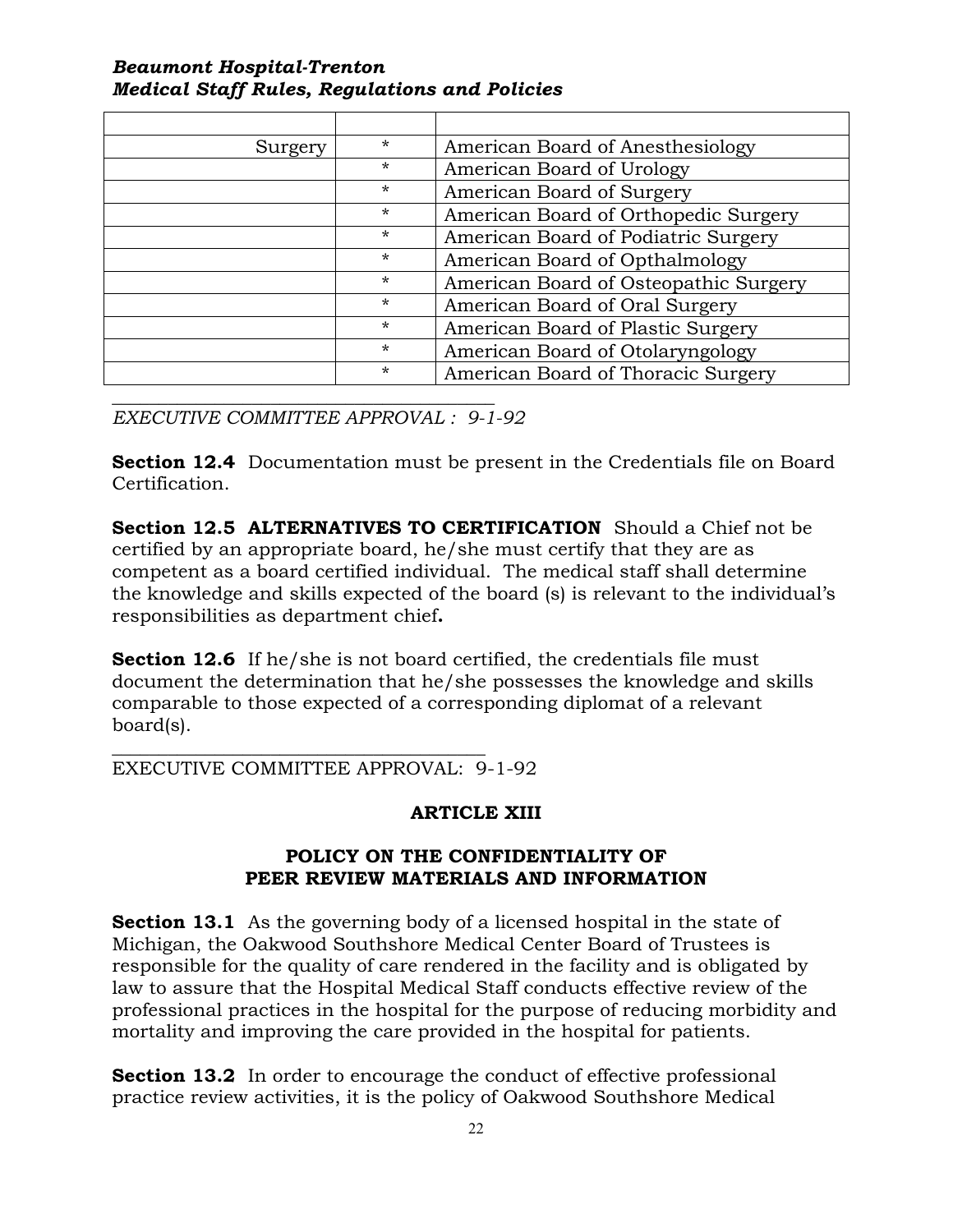| | | |
|---|---|---|
| Surgery | * | American Board of Anesthesiology |
| | * | American Board of Urology |
| | * | American Board of Surgery |
| | * | American Board of Orthopedic Surgery |
| | * | American Board of Podiatric Surgery |
| | * | American Board of Opthalmology |
| | * | American Board of Osteopathic Surgery |
| | * | American Board of Oral Surgery |
| | * | American Board of Plastic Surgery |
| | * | American Board of Otolaryngology |
| | * | American Board of Thoracic Surgery |

*EXECUTIVE COMMITTEE APPROVAL : 9-1-92*

**Section 12.4** Documentation must be present in the Credentials file on Board Certification.

**Section 12.5 ALTERNATIVES TO CERTIFICATION** Should a Chief not be certified by an appropriate board, he/she must certify that they are as competent as a board certified individual. The medical staff shall determine the knowledge and skills expected of the board (s) is relevant to the individual's responsibilities as department chief**.**

**Section 12.6** If he/she is not board certified, the credentials file must document the determination that he/she possesses the knowledge and skills comparable to those expected of a corresponding diplomat of a relevant board(s).

EXECUTIVE COMMITTEE APPROVAL: 9-1-92

## ARTICLE XIII

## POLICY ON THE CONFIDENTIALITY OF PEER REVIEW MATERIALS AND INFORMATION

**Section 13.1** As the governing body of a licensed hospital in the state of Michigan, the Oakwood Southshore Medical Center Board of Trustees is responsible for the quality of care rendered in the facility and is obligated by law to assure that the Hospital Medical Staff conducts effective review of the professional practices in the hospital for the purpose of reducing morbidity and mortality and improving the care provided in the hospital for patients.

**Section 13.2** In order to encourage the conduct of effective professional practice review activities, it is the policy of Oakwood Southshore Medical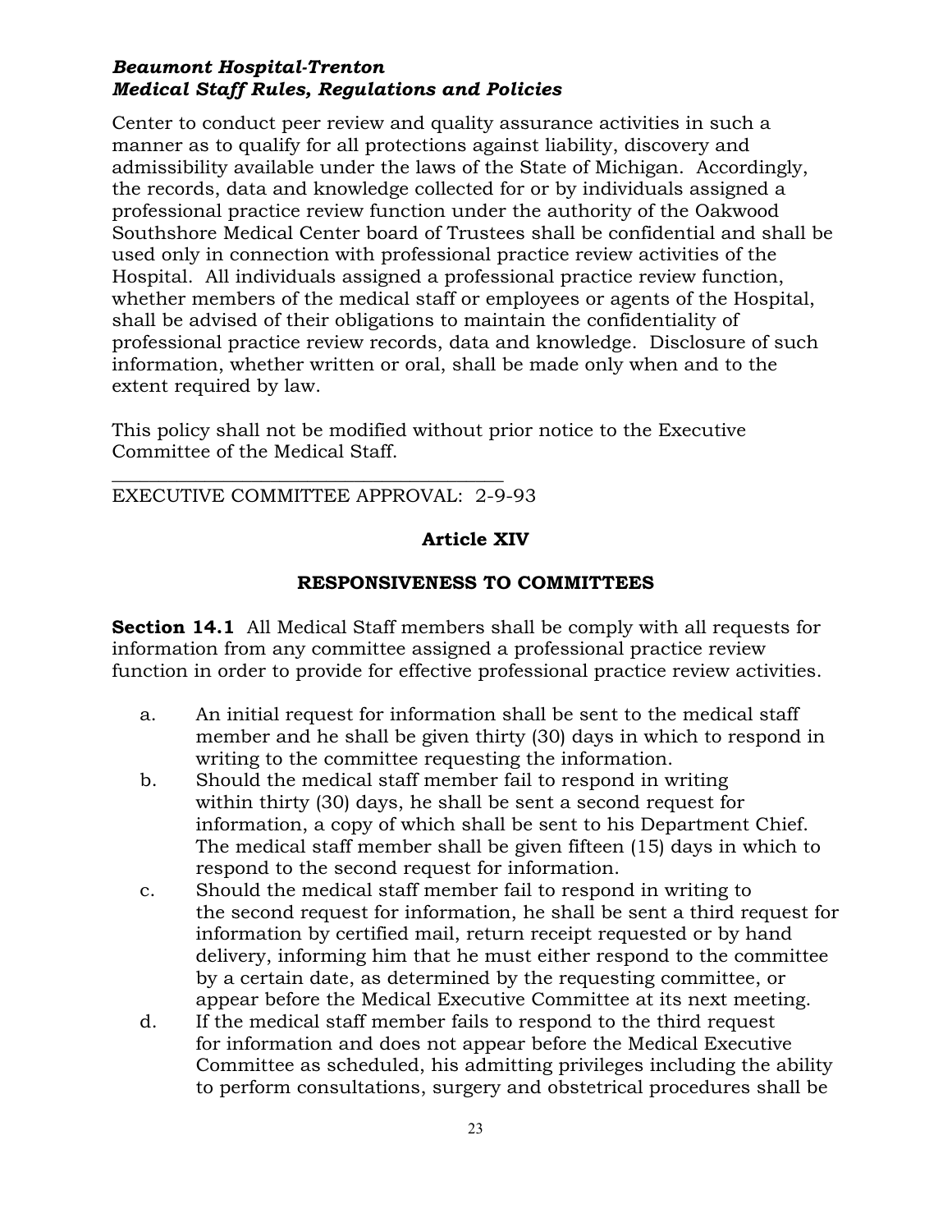Center to conduct peer review and quality assurance activities in such a manner as to qualify for all protections against liability, discovery and admissibility available under the laws of the State of Michigan. Accordingly, the records, data and knowledge collected for or by individuals assigned a professional practice review function under the authority of the Oakwood Southshore Medical Center board of Trustees shall be confidential and shall be used only in connection with professional practice review activities of the Hospital. All individuals assigned a professional practice review function, whether members of the medical staff or employees or agents of the Hospital, shall be advised of their obligations to maintain the confidentiality of professional practice review records, data and knowledge. Disclosure of such information, whether written or oral, shall be made only when and to the extent required by law.

This policy shall not be modified without prior notice to the Executive Committee of the Medical Staff.

\_\_\_\_\_\_\_\_\_\_\_\_\_\_\_\_\_\_\_\_\_\_\_\_\_\_\_\_\_\_\_\_\_\_\_\_\_\_\_\_

EXECUTIVE COMMITTEE APPROVAL: 2-9-93

## Article XIV

## RESPONSIVENESS TO COMMITTEES

**Section 14.1** All Medical Staff members shall be comply with all requests for information from any committee assigned a professional practice review function in order to provide for effective professional practice review activities.

a. An initial request for information shall be sent to the medical staff member and he shall be given thirty (30) days in which to respond in writing to the committee requesting the information.

b. Should the medical staff member fail to respond in writing within thirty (30) days, he shall be sent a second request for information, a copy of which shall be sent to his Department Chief. The medical staff member shall be given fifteen (15) days in which to respond to the second request for information.

c. Should the medical staff member fail to respond in writing to the second request for information, he shall be sent a third request for information by certified mail, return receipt requested or by hand delivery, informing him that he must either respond to the committee by a certain date, as determined by the requesting committee, or appear before the Medical Executive Committee at its next meeting.

d. If the medical staff member fails to respond to the third request for information and does not appear before the Medical Executive Committee as scheduled, his admitting privileges including the ability to perform consultations, surgery and obstetrical procedures shall be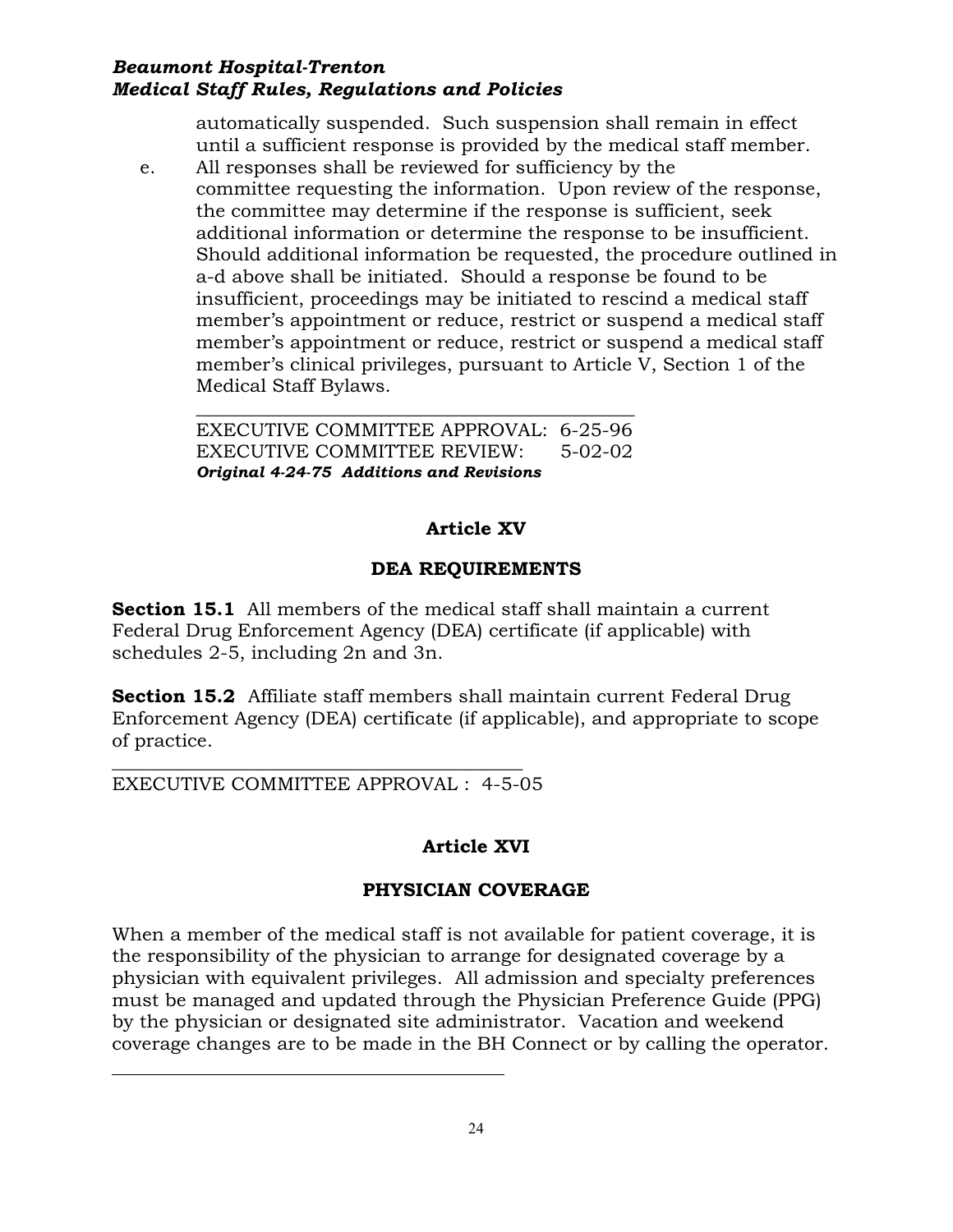automatically suspended. Such suspension shall remain in effect until a sufficient response is provided by the medical staff member.

e. All responses shall be reviewed for sufficiency by the committee requesting the information. Upon review of the response, the committee may determine if the response is sufficient, seek additional information or determine the response to be insufficient. Should additional information be requested, the procedure outlined in a-d above shall be initiated. Should a response be found to be insufficient, proceedings may be initiated to rescind a medical staff member's appointment or reduce, restrict or suspend a medical staff member's appointment or reduce, restrict or suspend a medical staff member's clinical privileges, pursuant to Article V, Section 1 of the Medical Staff Bylaws.

---

EXECUTIVE COMMITTEE APPROVAL: 6-25-96
EXECUTIVE COMMITTEE REVIEW: 5-02-02
***Original 4-24-75 Additions and Revisions***

## Article XV

## DEA REQUIREMENTS

**Section 15.1** All members of the medical staff shall maintain a current Federal Drug Enforcement Agency (DEA) certificate (if applicable) with schedules 2-5, including 2n and 3n.

**Section 15.2** Affiliate staff members shall maintain current Federal Drug Enforcement Agency (DEA) certificate (if applicable), and appropriate to scope of practice.

---

EXECUTIVE COMMITTEE APPROVAL : 4-5-05

## Article XVI

## PHYSICIAN COVERAGE

When a member of the medical staff is not available for patient coverage, it is the responsibility of the physician to arrange for designated coverage by a physician with equivalent privileges. All admission and specialty preferences must be managed and updated through the Physician Preference Guide (PPG) by the physician or designated site administrator. Vacation and weekend coverage changes are to be made in the BH Connect or by calling the operator.

---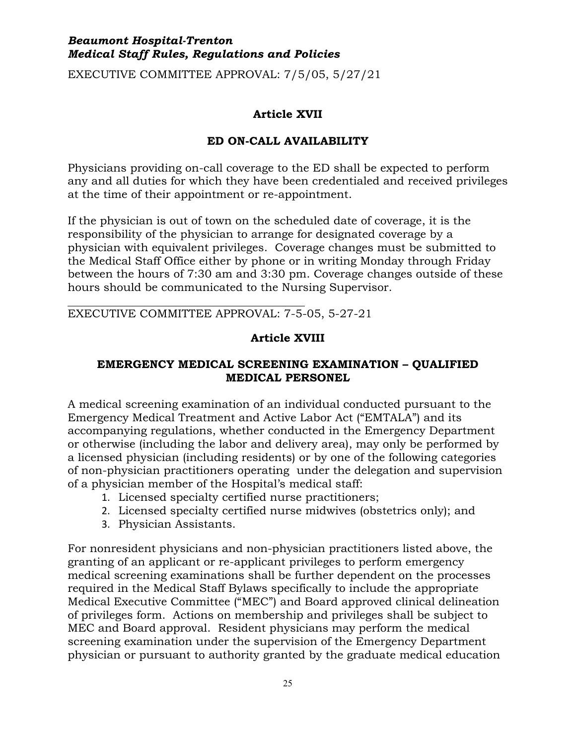*Beaumont Hospital-Trenton*
*Medical Staff Rules, Regulations and Policies*

EXECUTIVE COMMITTEE APPROVAL: 7/5/05, 5/27/21

## Article XVII

### ED ON-CALL AVAILABILITY

Physicians providing on-call coverage to the ED shall be expected to perform any and all duties for which they have been credentialed and received privileges at the time of their appointment or re-appointment.

If the physician is out of town on the scheduled date of coverage, it is the responsibility of the physician to arrange for designated coverage by a physician with equivalent privileges. Coverage changes must be submitted to the Medical Staff Office either by phone or in writing Monday through Friday between the hours of 7:30 am and 3:30 pm. Coverage changes outside of these hours should be communicated to the Nursing Supervisor.

---

EXECUTIVE COMMITTEE APPROVAL: 7-5-05, 5-27-21

## Article XVIII

### EMERGENCY MEDICAL SCREENING EXAMINATION – QUALIFIED MEDICAL PERSONEL

A medical screening examination of an individual conducted pursuant to the Emergency Medical Treatment and Active Labor Act ("EMTALA") and its accompanying regulations, whether conducted in the Emergency Department or otherwise (including the labor and delivery area), may only be performed by a licensed physician (including residents) or by one of the following categories of non-physician practitioners operating under the delegation and supervision of a physician member of the Hospital's medical staff:

1. Licensed specialty certified nurse practitioners;
2. Licensed specialty certified nurse midwives (obstetrics only); and
3. Physician Assistants.

For nonresident physicians and non-physician practitioners listed above, the granting of an applicant or re-applicant privileges to perform emergency medical screening examinations shall be further dependent on the processes required in the Medical Staff Bylaws specifically to include the appropriate Medical Executive Committee ("MEC") and Board approved clinical delineation of privileges form. Actions on membership and privileges shall be subject to MEC and Board approval. Resident physicians may perform the medical screening examination under the supervision of the Emergency Department physician or pursuant to authority granted by the graduate medical education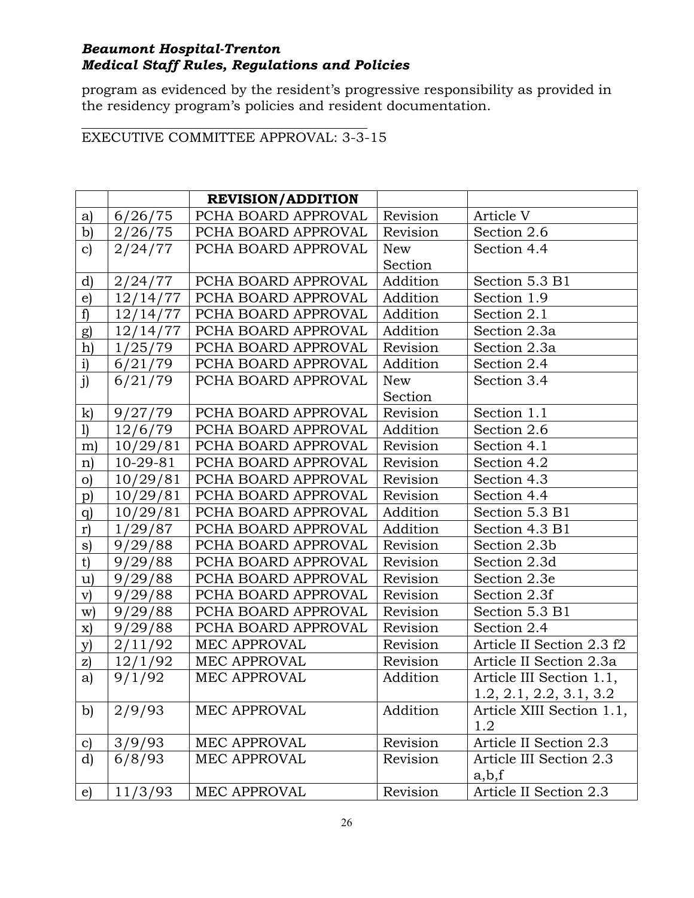program as evidenced by the resident's progressive responsibility as provided in the residency program's policies and resident documentation.

EXECUTIVE COMMITTEE APPROVAL: 3-3-15

| | | **REVISION/ADDITION** | | |
|---|---|---|---|---|
| a) | 6/26/75 | PCHA BOARD APPROVAL | Revision | Article V |
| b) | 2/26/75 | PCHA BOARD APPROVAL | Revision | Section 2.6 |
| c) | 2/24/77 | PCHA BOARD APPROVAL | New Section | Section 4.4 |
| d) | 2/24/77 | PCHA BOARD APPROVAL | Addition | Section 5.3 B1 |
| e) | 12/14/77 | PCHA BOARD APPROVAL | Addition | Section 1.9 |
| f) | 12/14/77 | PCHA BOARD APPROVAL | Addition | Section 2.1 |
| g) | 12/14/77 | PCHA BOARD APPROVAL | Addition | Section 2.3a |
| h) | 1/25/79 | PCHA BOARD APPROVAL | Revision | Section 2.3a |
| i) | 6/21/79 | PCHA BOARD APPROVAL | Addition | Section 2.4 |
| j) | 6/21/79 | PCHA BOARD APPROVAL | New Section | Section 3.4 |
| k) | 9/27/79 | PCHA BOARD APPROVAL | Revision | Section 1.1 |
| l) | 12/6/79 | PCHA BOARD APPROVAL | Addition | Section 2.6 |
| m) | 10/29/81 | PCHA BOARD APPROVAL | Revision | Section 4.1 |
| n) | 10-29-81 | PCHA BOARD APPROVAL | Revision | Section 4.2 |
| o) | 10/29/81 | PCHA BOARD APPROVAL | Revision | Section 4.3 |
| p) | 10/29/81 | PCHA BOARD APPROVAL | Revision | Section 4.4 |
| q) | 10/29/81 | PCHA BOARD APPROVAL | Addition | Section 5.3 B1 |
| r) | 1/29/87 | PCHA BOARD APPROVAL | Addition | Section 4.3 B1 |
| s) | 9/29/88 | PCHA BOARD APPROVAL | Revision | Section 2.3b |
| t) | 9/29/88 | PCHA BOARD APPROVAL | Revision | Section 2.3d |
| u) | 9/29/88 | PCHA BOARD APPROVAL | Revision | Section 2.3e |
| v) | 9/29/88 | PCHA BOARD APPROVAL | Revision | Section 2.3f |
| w) | 9/29/88 | PCHA BOARD APPROVAL | Revision | Section 5.3 B1 |
| x) | 9/29/88 | PCHA BOARD APPROVAL | Revision | Section 2.4 |
| y) | 2/11/92 | MEC APPROVAL | Revision | Article II Section 2.3 f2 |
| z) | 12/1/92 | MEC APPROVAL | Revision | Article II Section 2.3a |
| a) | 9/1/92 | MEC APPROVAL | Addition | Article III Section 1.1, 1.2, 2.1, 2.2, 3.1, 3.2 |
| b) | 2/9/93 | MEC APPROVAL | Addition | Article XIII Section 1.1, 1.2 |
| c) | 3/9/93 | MEC APPROVAL | Revision | Article II Section 2.3 |
| d) | 6/8/93 | MEC APPROVAL | Revision | Article III Section 2.3 a,b,f |
| e) | 11/3/93 | MEC APPROVAL | Revision | Article II Section 2.3 |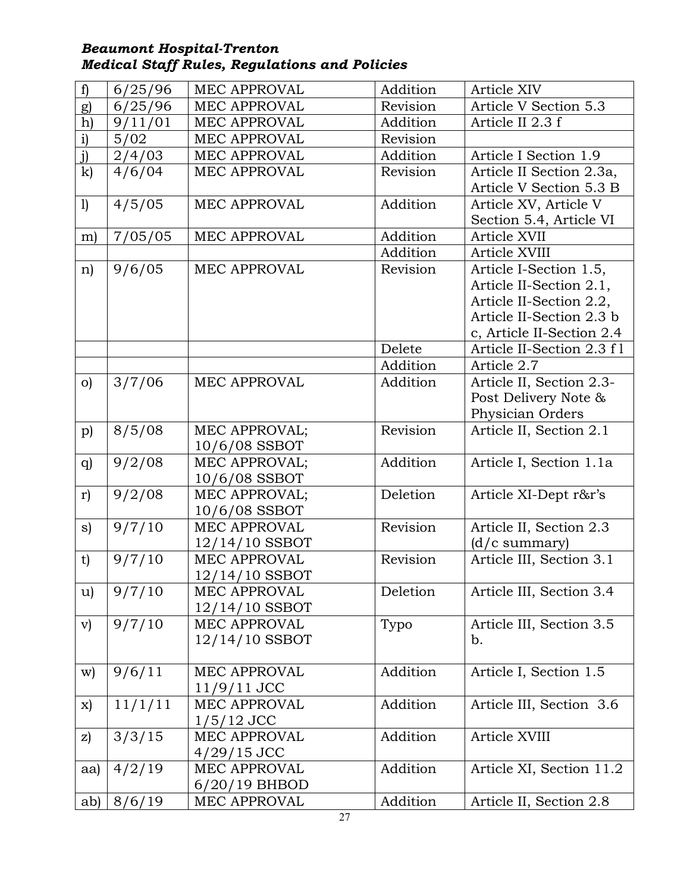***Beaumont Hospital-Trenton***
***Medical Staff Rules, Regulations and Policies***

| | | | | |
|---|---|---|---|---|
| f) | 6/25/96 | MEC APPROVAL | Addition | Article XIV |
| g) | 6/25/96 | MEC APPROVAL | Revision | Article V Section 5.3 |
| h) | 9/11/01 | MEC APPROVAL | Addition | Article II 2.3 f |
| i) | 5/02 | MEC APPROVAL | Revision | |
| j) | 2/4/03 | MEC APPROVAL | Addition | Article I Section 1.9 |
| k) | 4/6/04 | MEC APPROVAL | Revision | Article II Section 2.3a, Article V Section 5.3 B |
| l) | 4/5/05 | MEC APPROVAL | Addition | Article XV, Article V Section 5.4, Article VI |
| m) | 7/05/05 | MEC APPROVAL | Addition | Article XVII |
| | | | Addition | Article XVIII |
| n) | 9/6/05 | MEC APPROVAL | Revision | Article I-Section 1.5, Article II-Section 2.1, Article II-Section 2.2, Article II-Section 2.3 b c, Article II-Section 2.4 |
| | | | Delete | Article II-Section 2.3 f l |
| | | | Addition | Article 2.7 |
| o) | 3/7/06 | MEC APPROVAL | Addition | Article II, Section 2.3- Post Delivery Note & Physician Orders |
| p) | 8/5/08 | MEC APPROVAL; 10/6/08 SSBOT | Revision | Article II, Section 2.1 |
| q) | 9/2/08 | MEC APPROVAL; 10/6/08 SSBOT | Addition | Article I, Section 1.1a |
| r) | 9/2/08 | MEC APPROVAL; 10/6/08 SSBOT | Deletion | Article XI-Dept r&r's |
| s) | 9/7/10 | MEC APPROVAL 12/14/10 SSBOT | Revision | Article II, Section 2.3 (d/c summary) |
| t) | 9/7/10 | MEC APPROVAL 12/14/10 SSBOT | Revision | Article III, Section 3.1 |
| u) | 9/7/10 | MEC APPROVAL 12/14/10 SSBOT | Deletion | Article III, Section 3.4 |
| v) | 9/7/10 | MEC APPROVAL 12/14/10 SSBOT | Typo | Article III, Section 3.5 b. |
| w) | 9/6/11 | MEC APPROVAL 11/9/11 JCC | Addition | Article I, Section 1.5 |
| x) | 11/1/11 | MEC APPROVAL 1/5/12 JCC | Addition | Article III, Section 3.6 |
| z) | 3/3/15 | MEC APPROVAL 4/29/15 JCC | Addition | Article XVIII |
| aa) | 4/2/19 | MEC APPROVAL 6/20/19 BHBOD | Addition | Article XI, Section 11.2 |
| ab) | 8/6/19 | MEC APPROVAL | Addition | Article II, Section 2.8 |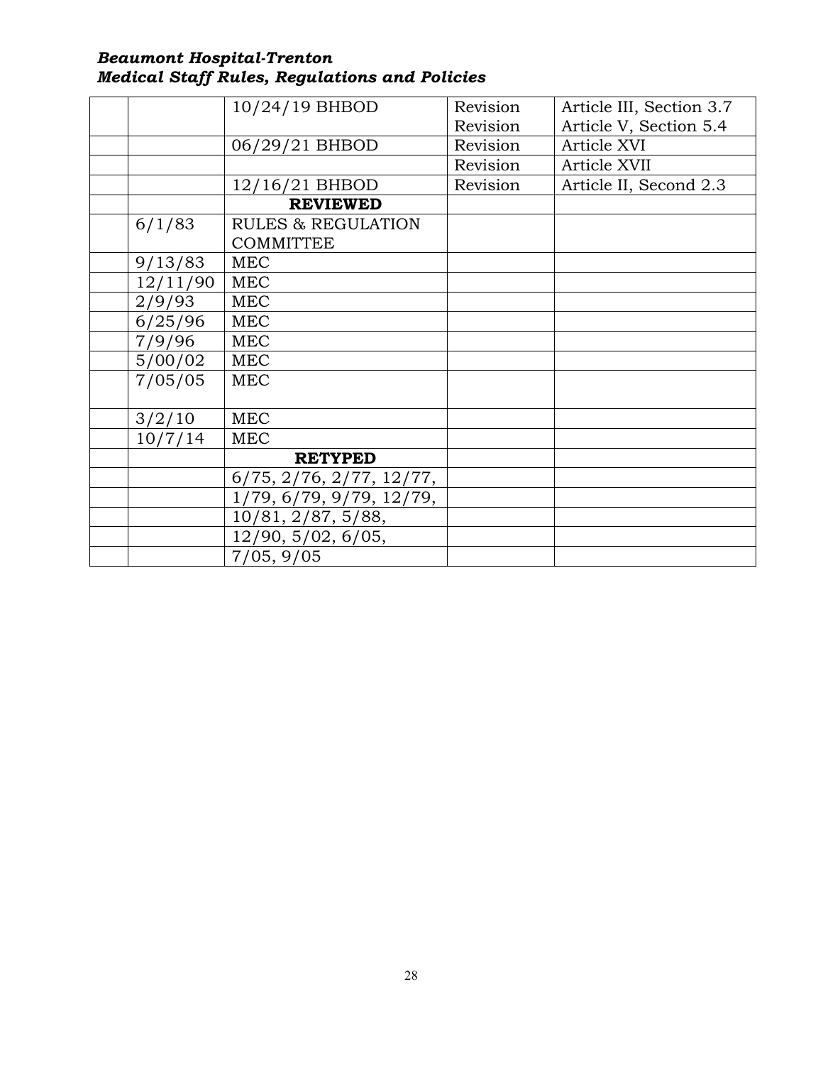| | | | | |
|---|---|---|---|---|
| | | 10/24/19 BHBOD | Revision<br>Revision | Article III, Section 3.7<br>Article V, Section 5.4 |
| | | 06/29/21 BHBOD | Revision | Article XVI |
| | | | Revision | Article XVII |
| | | 12/16/21 BHBOD | Revision | Article II, Second 2.3 |
| | | **REVIEWED** | | |
| | 6/1/83 | RULES & REGULATION COMMITTEE | | |
| | 9/13/83 | MEC | | |
| | 12/11/90 | MEC | | |
| | 2/9/93 | MEC | | |
| | 6/25/96 | MEC | | |
| | 7/9/96 | MEC | | |
| | 5/00/02 | MEC | | |
| | 7/05/05 | MEC | | |
| | 3/2/10 | MEC | | |
| | 10/7/14 | MEC | | |
| | | **RETYPED** | | |
| | | 6/75, 2/76, 2/77, 12/77, | | |
| | | 1/79, 6/79, 9/79, 12/79, | | |
| | | 10/81, 2/87, 5/88, | | |
| | | 12/90, 5/02, 6/05, | | |
| | | 7/05, 9/05 | | |